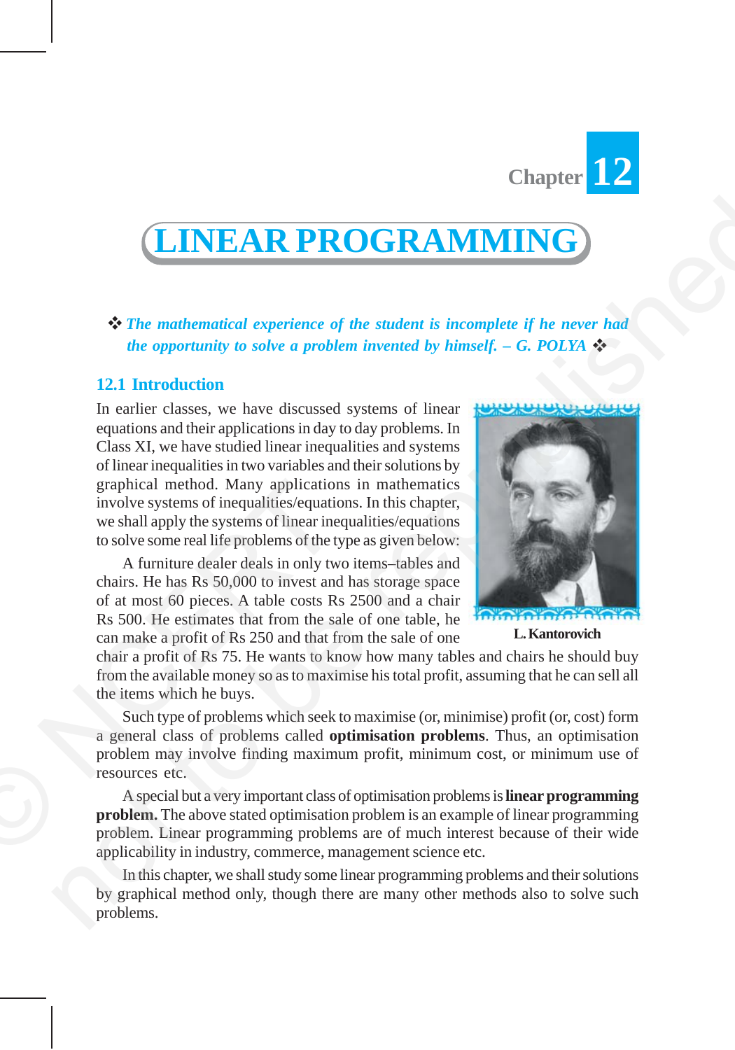Chapter 12

# LINEAR PROGRAMMING

❖ *The mathematical experience of the student is incomplete if he never had the opportunity to solve a problem invented by himself. – G. POLYA* ❖

## 12.1 Introduction

In earlier classes, we have discussed systems of linear equations and their applications in day to day problems. In Class XI, we have studied linear inequalities and systems of linear inequalities in two variables and their solutions by graphical method. Many applications in mathematics involve systems of inequalities/equations. In this chapter, we shall apply the systems of linear inequalities/equations to solve some real life problems of the type as given below:

A furniture dealer deals in only two items–tables and chairs. He has Rs 50,000 to invest and has storage space of at most 60 pieces. A table costs Rs 2500 and a chair Rs 500. He estimates that from the sale of one table, he can make a profit of Rs 250 and that from the sale of one chair a profit of Rs 75. He wants to know how many tables and chairs he should buy from the available money so as to maximise his total profit, assuming that he can sell all the items which he buys.

**L. Kantorovich**

Such type of problems which seek to maximise (or, minimise) profit (or, cost) form a general class of problems called **optimisation problems**. Thus, an optimisation problem may involve finding maximum profit, minimum cost, or minimum use of resources etc.

A special but a very important class of optimisation problems is **linear programming problem.** The above stated optimisation problem is an example of linear programming problem. Linear programming problems are of much interest because of their wide applicability in industry, commerce, management science etc.

In this chapter, we shall study some linear programming problems and their solutions by graphical method only, though there are many other methods also to solve such problems.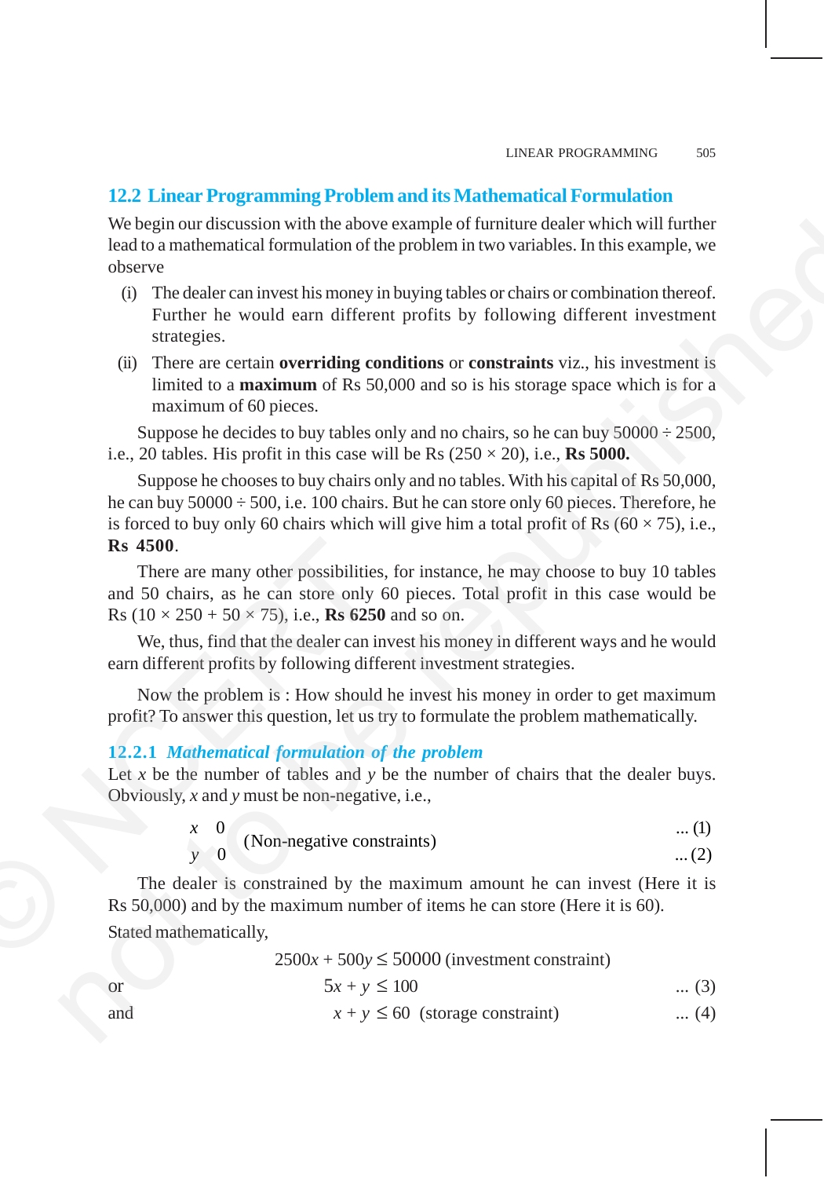## 12.2 Linear Programming Problem and its Mathematical Formulation

We begin our discussion with the above example of furniture dealer which will further lead to a mathematical formulation of the problem in two variables. In this example, we observe

(i) The dealer can invest his money in buying tables or chairs or combination thereof. Further he would earn different profits by following different investment strategies.

(ii) There are certain **overriding conditions** or **constraints** viz., his investment is limited to a **maximum** of Rs 50,000 and so is his storage space which is for a maximum of 60 pieces.

Suppose he decides to buy tables only and no chairs, so he can buy $50000 \div 2500$, i.e., 20 tables. His profit in this case will be Rs $(250 \times 20)$, i.e., **Rs 5000.**

Suppose he chooses to buy chairs only and no tables. With his capital of Rs 50,000, he can buy $50000 \div 500$, i.e. 100 chairs. But he can store only 60 pieces. Therefore, he is forced to buy only 60 chairs which will give him a total profit of Rs $(60 \times 75)$, i.e., **Rs 4500**.

There are many other possibilities, for instance, he may choose to buy 10 tables and 50 chairs, as he can store only 60 pieces. Total profit in this case would be Rs $(10 \times 250 + 50 \times 75)$, i.e., **Rs 6250** and so on.

We, thus, find that the dealer can invest his money in different ways and he would earn different profits by following different investment strategies.

Now the problem is : How should he invest his money in order to get maximum profit? To answer this question, let us try to formulate the problem mathematically.

### 12.2.1 *Mathematical formulation of the problem*

Let $x$ be the number of tables and $y$ be the number of chairs that the dealer buys. Obviously, $x$ and $y$ must be non-negative, i.e.,

$$x \geq 0 \quad \text{(Non-negative constraints)} \quad \ldots (1)$$
$$y \geq 0 \quad \ldots (2)$$

The dealer is constrained by the maximum amount he can invest (Here it is Rs 50,000) and by the maximum number of items he can store (Here it is 60).

Stated mathematically,

$$2500x + 500y \leq 50000 \text{ (investment constraint)}$$

or
$$5x + y \leq 100 \quad \ldots (3)$$

and
$$x + y \leq 60 \text{ (storage constraint)} \quad \ldots (4)$$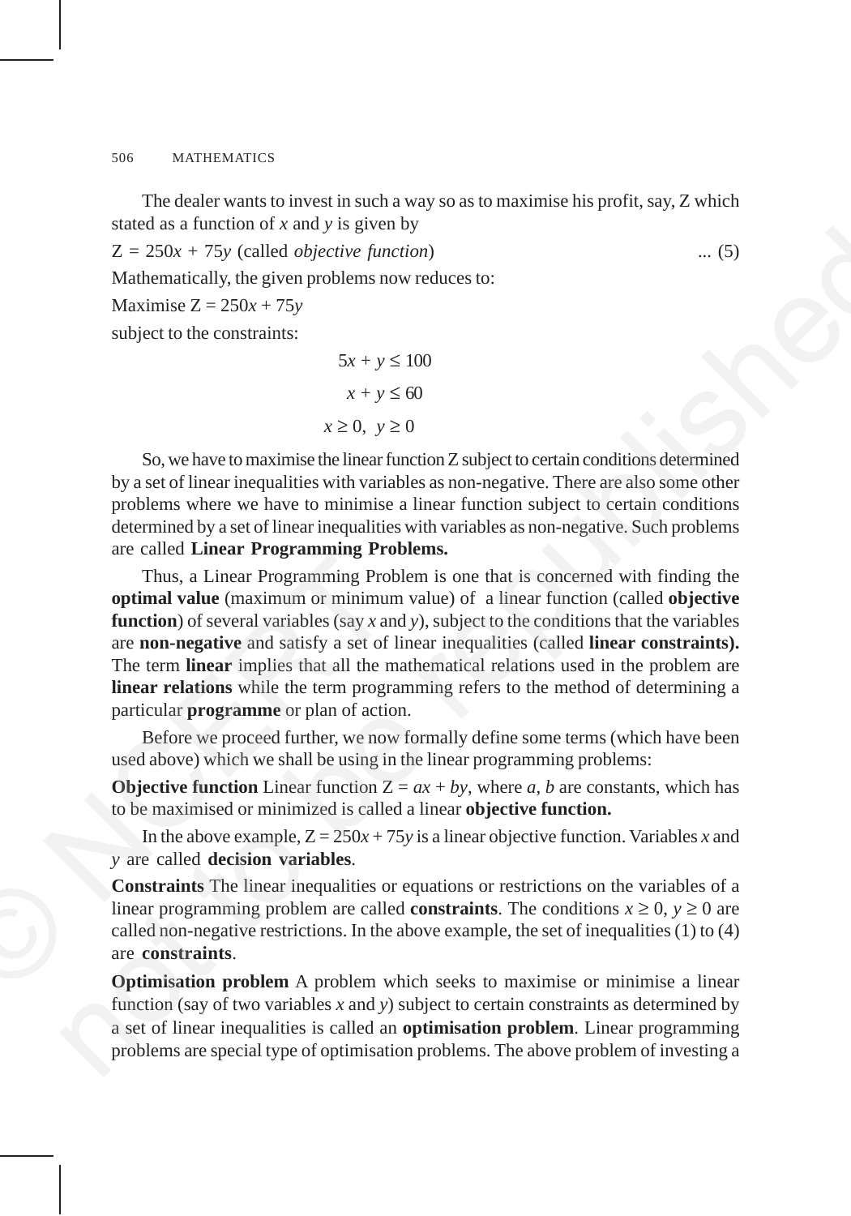The dealer wants to invest in such a way so as to maximise his profit, say, Z which stated as a function of $x$ and $y$ is given by

$Z = 250x + 75y$ (called *objective function*) ... (5)

Mathematically, the given problems now reduces to:

Maximise $Z = 250x + 75y$

subject to the constraints:

$$5x + y \leq 100$$

$$x + y \leq 60$$

$$x \geq 0, \ y \geq 0$$

So, we have to maximise the linear function Z subject to certain conditions determined by a set of linear inequalities with variables as non-negative. There are also some other problems where we have to minimise a linear function subject to certain conditions determined by a set of linear inequalities with variables as non-negative. Such problems are called **Linear Programming Problems.**

Thus, a Linear Programming Problem is one that is concerned with finding the **optimal value** (maximum or minimum value) of a linear function (called **objective function**) of several variables (say $x$ and $y$), subject to the conditions that the variables are **non-negative** and satisfy a set of linear inequalities (called **linear constraints).** The term **linear** implies that all the mathematical relations used in the problem are **linear relations** while the term programming refers to the method of determining a particular **programme** or plan of action.

Before we proceed further, we now formally define some terms (which have been used above) which we shall be using in the linear programming problems:

**Objective function** Linear function $Z = ax + by$, where $a$, $b$ are constants, which has to be maximised or minimized is called a linear **objective function.**

In the above example, $Z = 250x + 75y$ is a linear objective function. Variables $x$ and $y$ are called **decision variables**.

**Constraints** The linear inequalities or equations or restrictions on the variables of a linear programming problem are called **constraints**. The conditions $x \geq 0$, $y \geq 0$ are called non-negative restrictions. In the above example, the set of inequalities (1) to (4) are **constraints**.

**Optimisation problem** A problem which seeks to maximise or minimise a linear function (say of two variables $x$ and $y$) subject to certain constraints as determined by a set of linear inequalities is called an **optimisation problem**. Linear programming problems are special type of optimisation problems. The above problem of investing a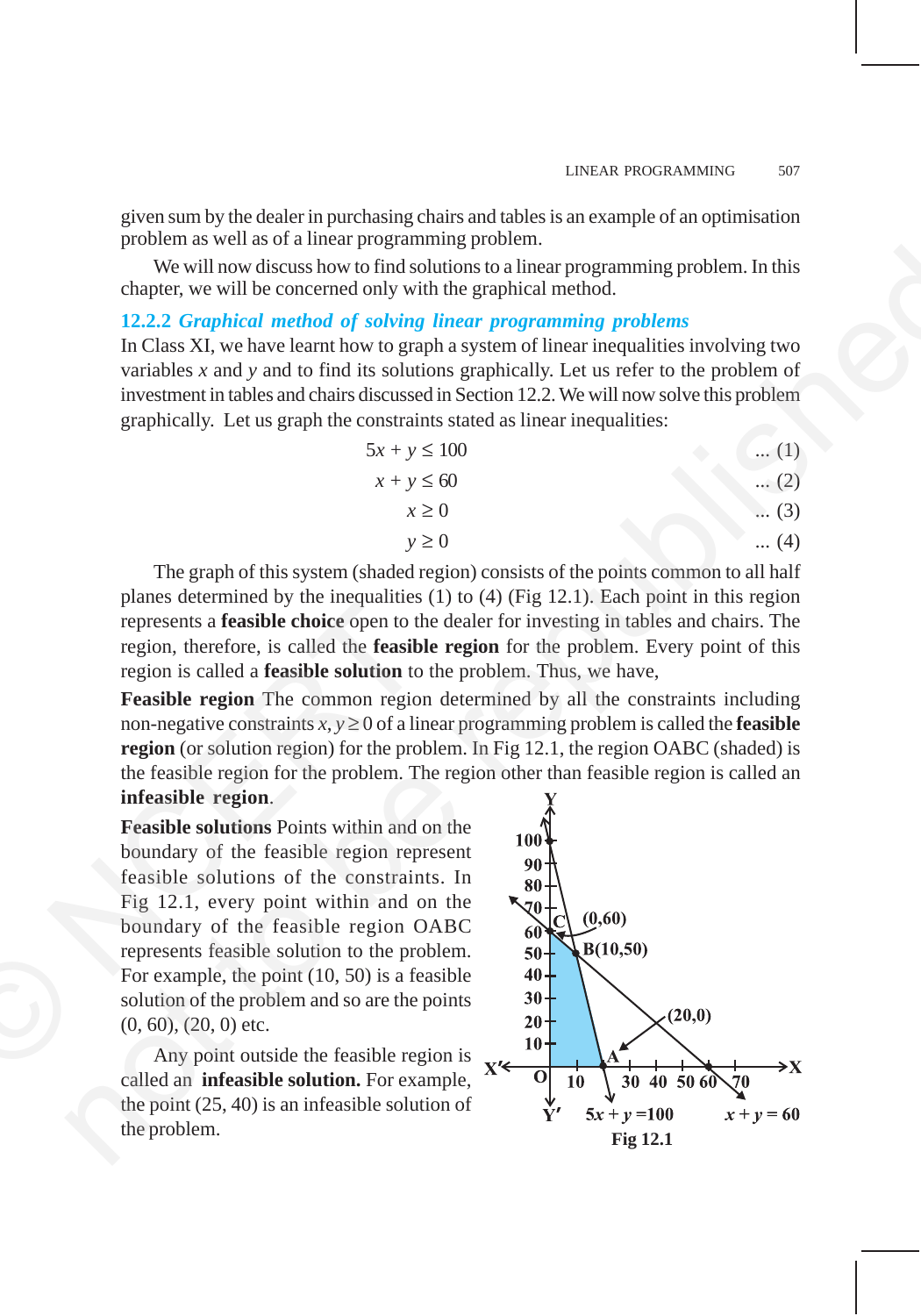given sum by the dealer in purchasing chairs and tables is an example of an optimisation problem as well as of a linear programming problem.

We will now discuss how to find solutions to a linear programming problem. In this chapter, we will be concerned only with the graphical method.

### 12.2.2 *Graphical method of solving linear programming problems*

In Class XI, we have learnt how to graph a system of linear inequalities involving two variables $x$ and $y$ and to find its solutions graphically. Let us refer to the problem of investment in tables and chairs discussed in Section 12.2. We will now solve this problem graphically. Let us graph the constraints stated as linear inequalities:

$$5x + y \leq 100 \quad \text{... (1)}$$

$$x + y \leq 60 \quad \text{... (2)}$$

$$x \geq 0 \quad \text{... (3)}$$

$$y \geq 0 \quad \text{... (4)}$$

The graph of this system (shaded region) consists of the points common to all half planes determined by the inequalities (1) to (4) (Fig 12.1). Each point in this region represents a **feasible choice** open to the dealer for investing in tables and chairs. The region, therefore, is called the **feasible region** for the problem. Every point of this region is called a **feasible solution** to the problem. Thus, we have,

**Feasible region** The common region determined by all the constraints including non-negative constraints $x, y \geq 0$ of a linear programming problem is called the **feasible region** (or solution region) for the problem. In Fig 12.1, the region OABC (shaded) is the feasible region for the problem. The region other than feasible region is called an **infeasible region**.

**Feasible solutions** Points within and on the boundary of the feasible region represent feasible solutions of the constraints. In Fig 12.1, every point within and on the boundary of the feasible region OABC represents feasible solution to the problem. For example, the point (10, 50) is a feasible solution of the problem and so are the points (0, 60), (20, 0) etc.

Any point outside the feasible region is called an **infeasible solution.** For example, the point (25, 40) is an infeasible solution of the problem.

Fig 12.1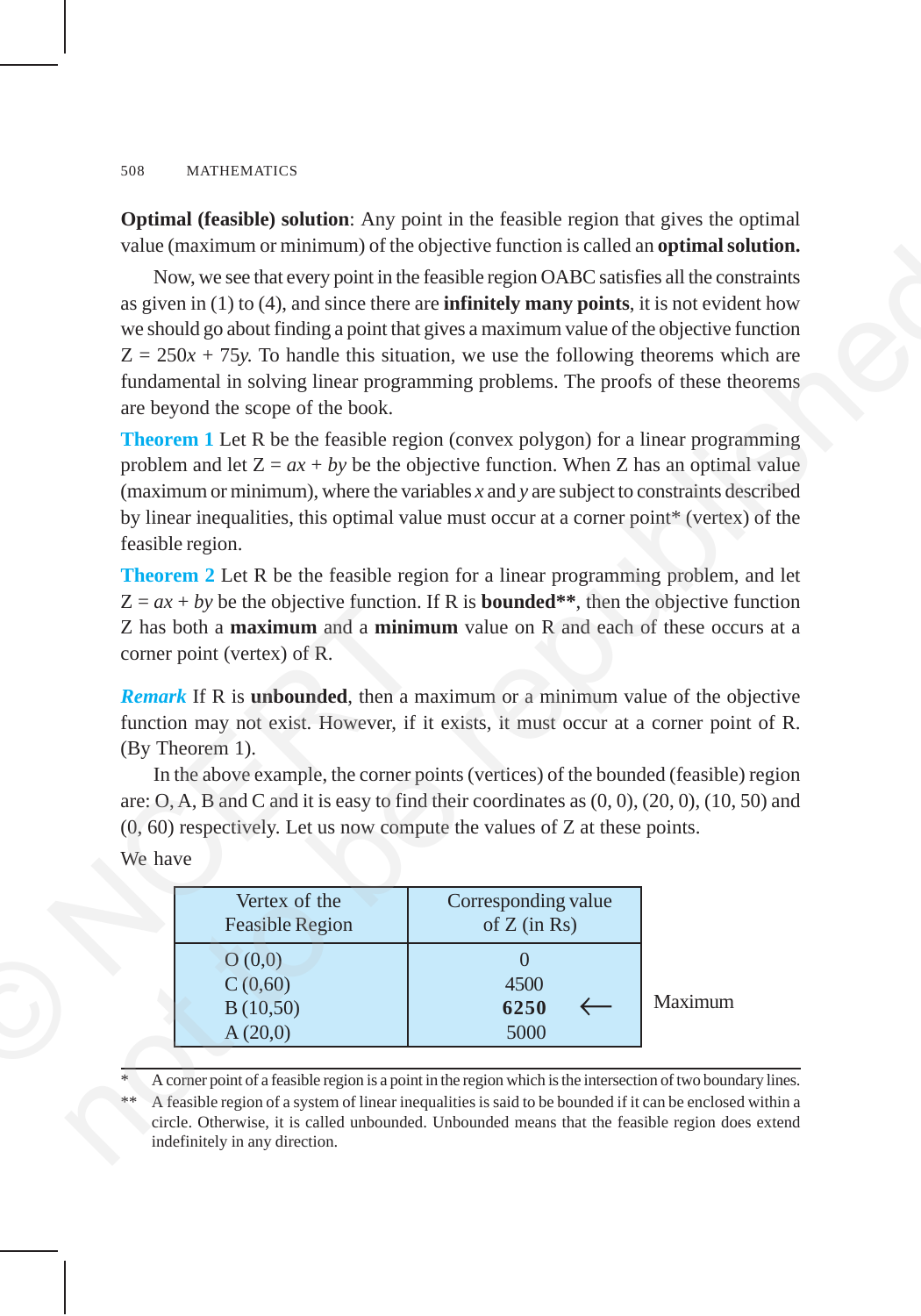**Optimal (feasible) solution**: Any point in the feasible region that gives the optimal value (maximum or minimum) of the objective function is called an **optimal solution.**

Now, we see that every point in the feasible region OABC satisfies all the constraints as given in (1) to (4), and since there are **infinitely many points**, it is not evident how we should go about finding a point that gives a maximum value of the objective function $Z = 250x + 75y$. To handle this situation, we use the following theorems which are fundamental in solving linear programming problems. The proofs of these theorems are beyond the scope of the book.

**Theorem 1** Let R be the feasible region (convex polygon) for a linear programming problem and let $Z = ax + by$ be the objective function. When Z has an optimal value (maximum or minimum), where the variables $x$ and $y$ are subject to constraints described by linear inequalities, this optimal value must occur at a corner point* (vertex) of the feasible region.

**Theorem 2** Let R be the feasible region for a linear programming problem, and let $Z = ax + by$ be the objective function. If R is **bounded****, then the objective function Z has both a **maximum** and a **minimum** value on R and each of these occurs at a corner point (vertex) of R.

***Remark*** If R is **unbounded**, then a maximum or a minimum value of the objective function may not exist. However, if it exists, it must occur at a corner point of R. (By Theorem 1).

In the above example, the corner points (vertices) of the bounded (feasible) region are: O, A, B and C and it is easy to find their coordinates as (0, 0), (20, 0), (10, 50) and (0, 60) respectively. Let us now compute the values of Z at these points.

We have

| Vertex of the Feasible Region | Corresponding value of Z (in Rs) | |
|---|---|---|
| O (0,0) | 0 | |
| C (0,60) | 4500 | |
| B (10,50) | **6250** ← | Maximum |
| A (20,0) | 5000 | |

\* A corner point of a feasible region is a point in the region which is the intersection of two boundary lines.

\*\* A feasible region of a system of linear inequalities is said to be bounded if it can be enclosed within a circle. Otherwise, it is called unbounded. Unbounded means that the feasible region does extend indefinitely in any direction.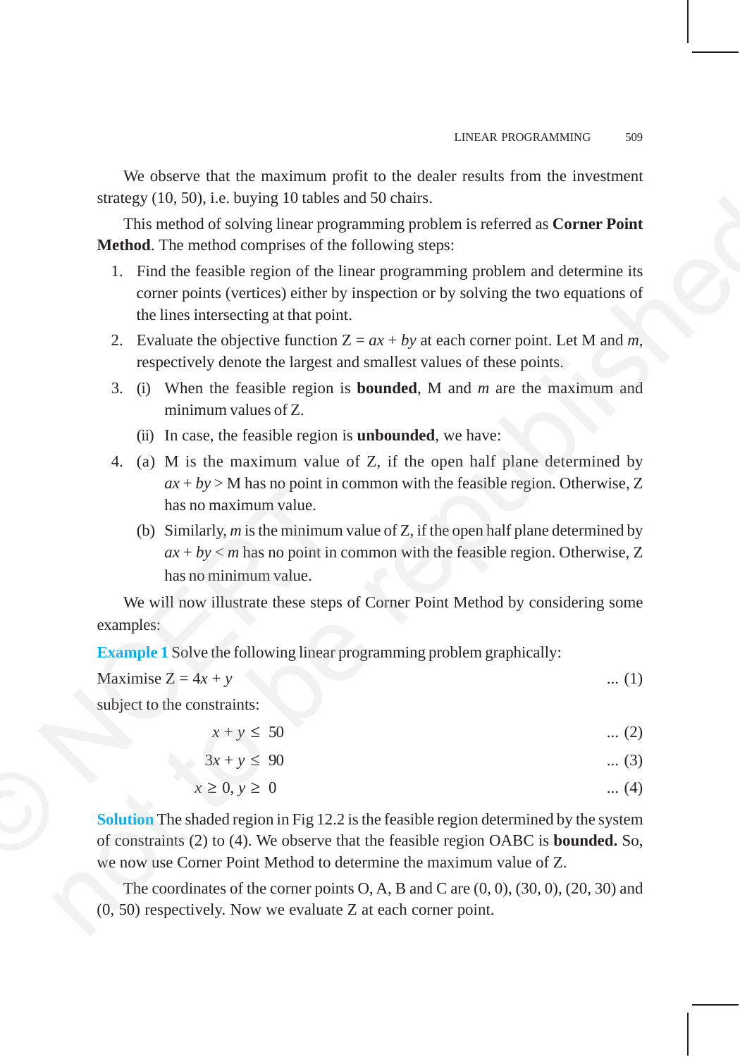We observe that the maximum profit to the dealer results from the investment strategy (10, 50), i.e. buying 10 tables and 50 chairs.

This method of solving linear programming problem is referred as **Corner Point Method**. The method comprises of the following steps:

1. Find the feasible region of the linear programming problem and determine its corner points (vertices) either by inspection or by solving the two equations of the lines intersecting at that point.
2. Evaluate the objective function $Z = ax + by$ at each corner point. Let M and $m$, respectively denote the largest and smallest values of these points.
3. (i) When the feasible region is **bounded**, M and $m$ are the maximum and minimum values of Z.

   (ii) In case, the feasible region is **unbounded**, we have:
4. (a) M is the maximum value of Z, if the open half plane determined by $ax + by > M$ has no point in common with the feasible region. Otherwise, Z has no maximum value.

   (b) Similarly, $m$ is the minimum value of Z, if the open half plane determined by $ax + by < m$ has no point in common with the feasible region. Otherwise, Z has no minimum value.

We will now illustrate these steps of Corner Point Method by considering some examples:

**Example 1** Solve the following linear programming problem graphically:

Maximise $Z = 4x + y$ ... (1)

subject to the constraints:

$$x + y \leq 50 \quad \text{... (2)}$$

$$3x + y \leq 90 \quad \text{... (3)}$$

$$x \geq 0, y \geq 0 \quad \text{... (4)}$$

**Solution** The shaded region in Fig 12.2 is the feasible region determined by the system of constraints (2) to (4). We observe that the feasible region OABC is **bounded.** So, we now use Corner Point Method to determine the maximum value of Z.

The coordinates of the corner points O, A, B and C are (0, 0), (30, 0), (20, 30) and (0, 50) respectively. Now we evaluate Z at each corner point.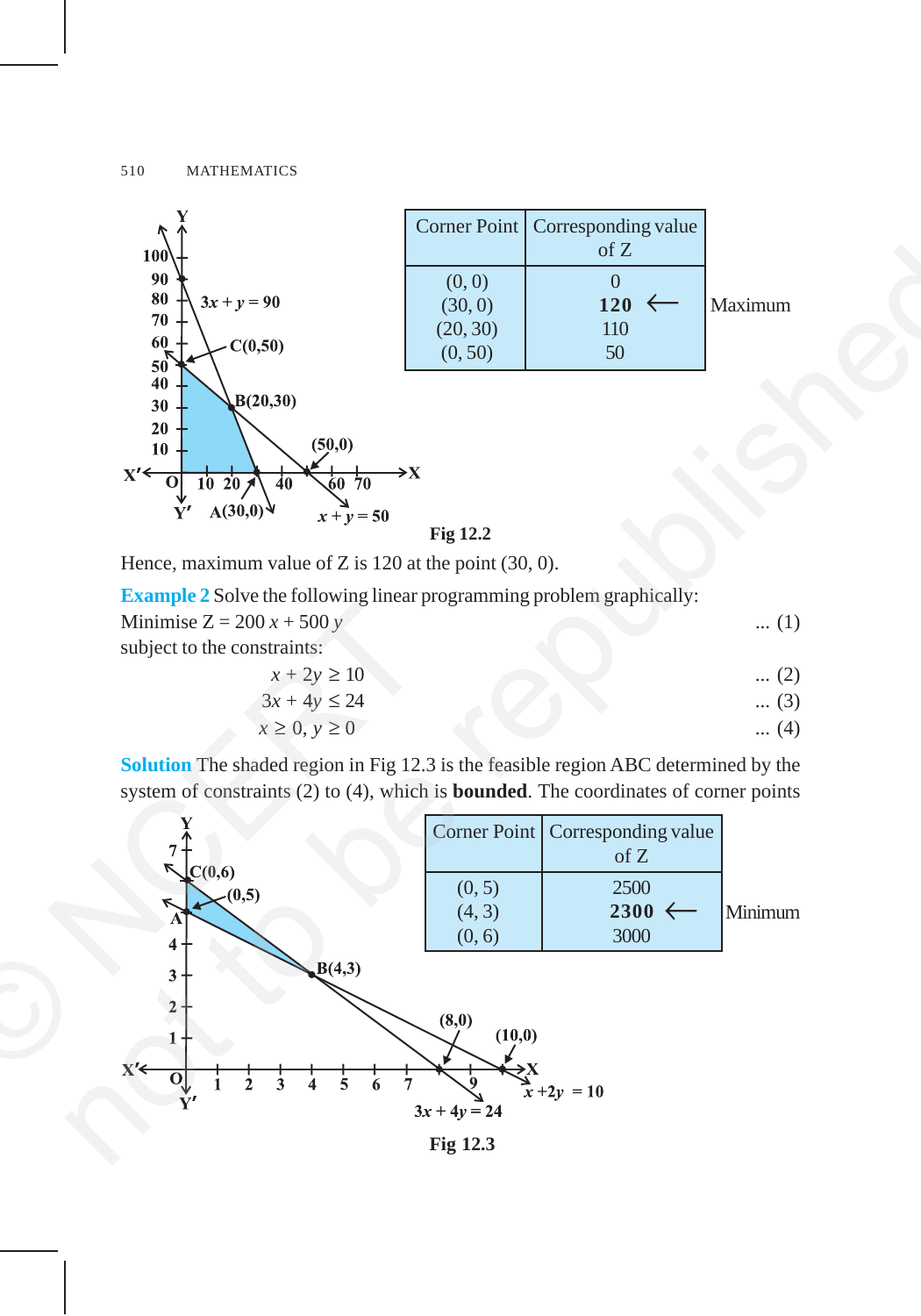| Corner Point | Corresponding value of Z | |
|---|---|---|
| (0, 0) | 0 | |
| (30, 0) | **120** ← | Maximum |
| (20, 30) | 110 | |
| (0, 50) | 50 | |

Fig 12.2

Hence, maximum value of Z is 120 at the point (30, 0).

**Example 2** Solve the following linear programming problem graphically:

Minimise Z = 200 $x$ + 500 $y$ ... (1)

subject to the constraints:

$$x + 2y \geq 10 \quad \text{... (2)}$$

$$3x + 4y \leq 24 \quad \text{... (3)}$$

$$x \geq 0, y \geq 0 \quad \text{... (4)}$$

**Solution** The shaded region in Fig 12.3 is the feasible region ABC determined by the system of constraints (2) to (4), which is **bounded**. The coordinates of corner points

| Corner Point | Corresponding value of Z | |
|---|---|---|
| (0, 5) | 2500 | |
| (4, 3) | **2300** ← | Minimum |
| (0, 6) | 3000 | |

Fig 12.3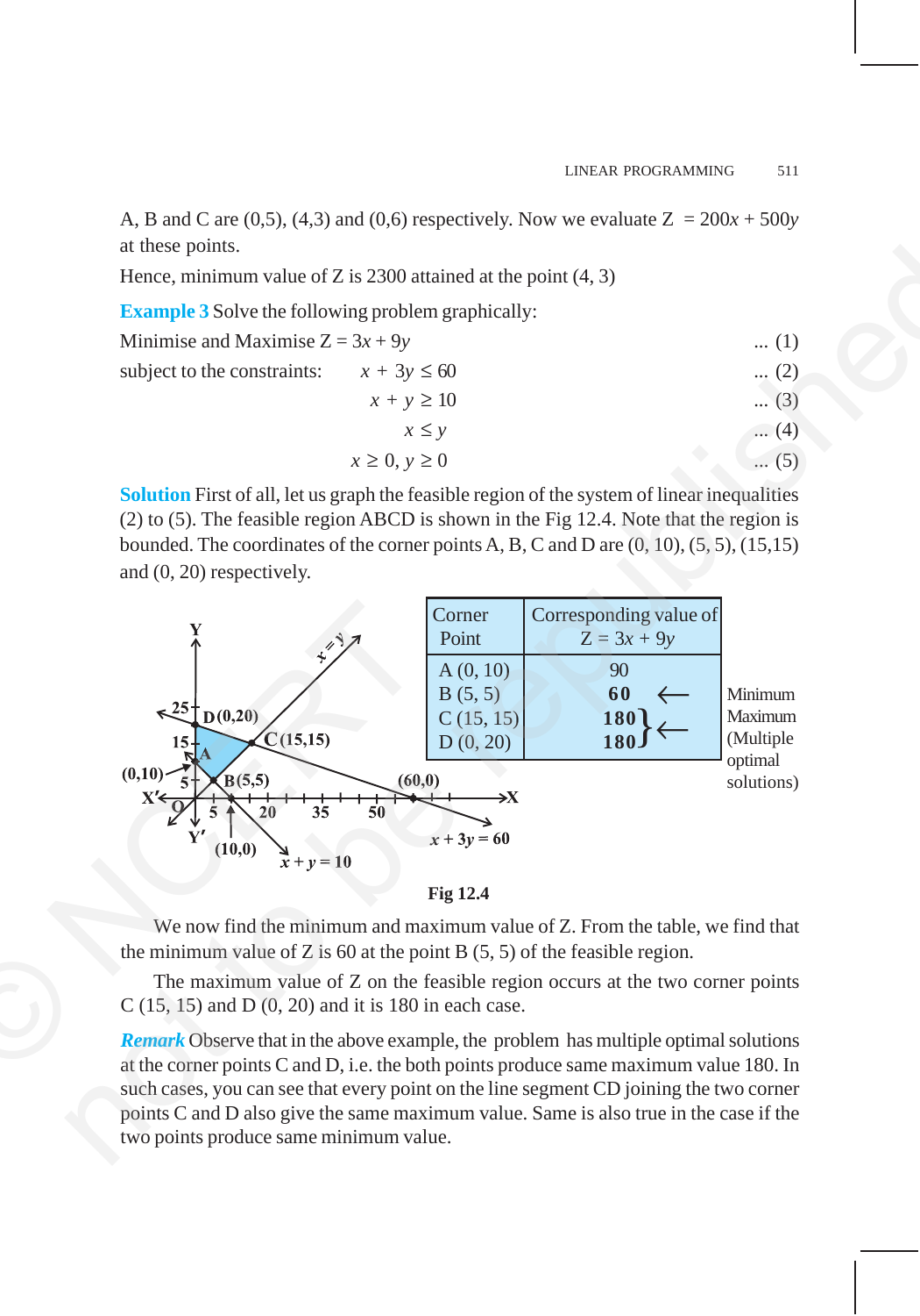A, B and C are (0,5), (4,3) and (0,6) respectively. Now we evaluate Z $= 200x + 500y$ at these points.

Hence, minimum value of Z is 2300 attained at the point (4, 3)

**Example 3** Solve the following problem graphically:

Minimise and Maximise $Z = 3x + 9y$ ... (1)

subject to the constraints: $x + 3y \leq 60$ ... (2)

$x + y \geq 10$ ... (3)

$x \leq y$ ... (4)

$x \geq 0, y \geq 0$ ... (5)

**Solution** First of all, let us graph the feasible region of the system of linear inequalities (2) to (5). The feasible region ABCD is shown in the Fig 12.4. Note that the region is bounded. The coordinates of the corner points A, B, C and D are (0, 10), (5, 5), (15,15) and (0, 20) respectively.

| Corner Point | Corresponding value of $Z = 3x + 9y$ | |
|---|---|---|
| A (0, 10) | 90 | |
| B (5, 5) | **60** | ← Minimum |
| C (15, 15) | **180** | ← Maximum (Multiple optimal solutions) |
| D (0, 20) | **180** | |

Fig 12.4

We now find the minimum and maximum value of Z. From the table, we find that the minimum value of Z is 60 at the point B (5, 5) of the feasible region.

The maximum value of Z on the feasible region occurs at the two corner points C (15, 15) and D (0, 20) and it is 180 in each case.

***Remark*** Observe that in the above example, the problem has multiple optimal solutions at the corner points C and D, i.e. the both points produce same maximum value 180. In such cases, you can see that every point on the line segment CD joining the two corner points C and D also give the same maximum value. Same is also true in the case if the two points produce same minimum value.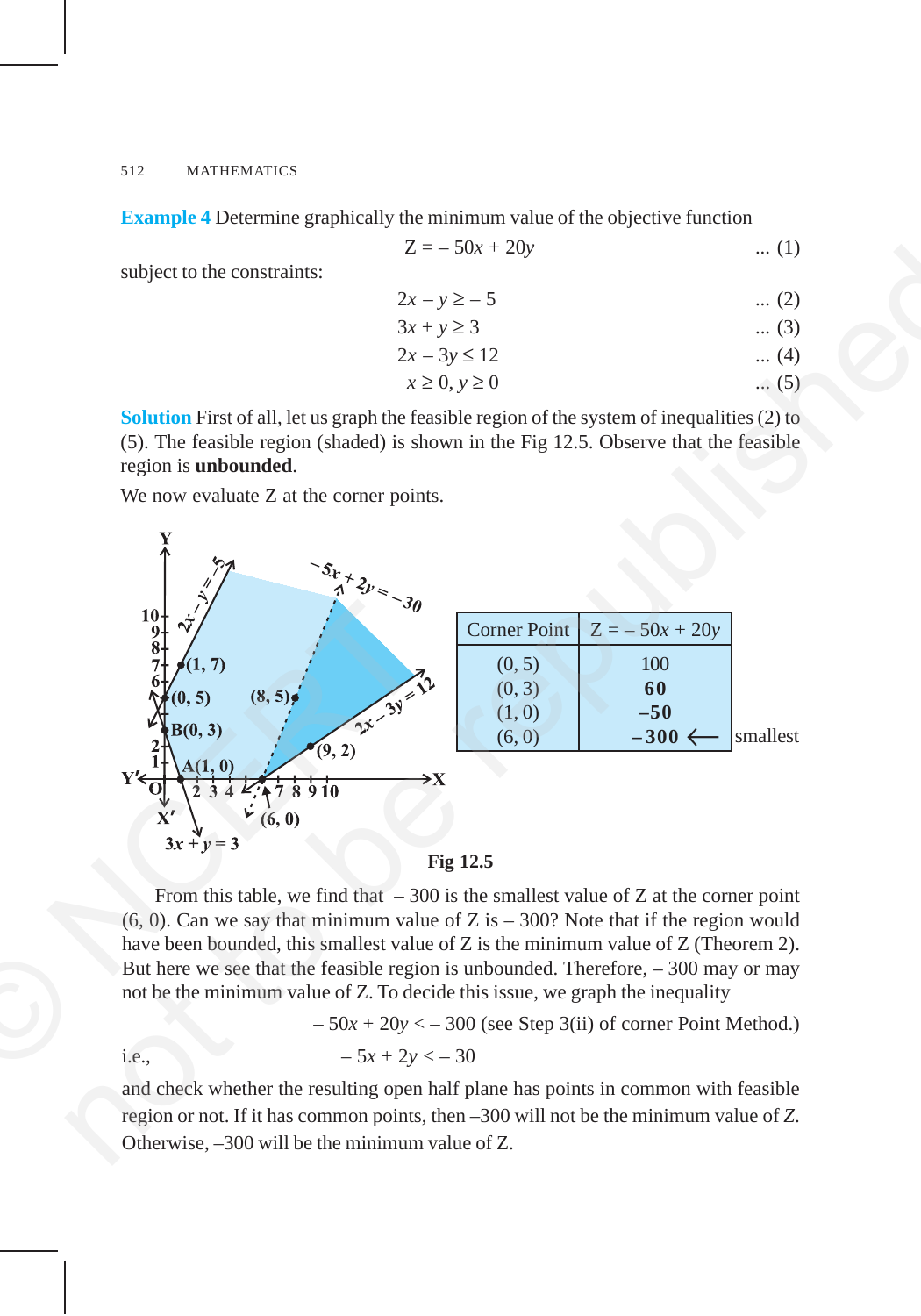**Example 4** Determine graphically the minimum value of the objective function

$$Z = -50x + 20y \quad \text{... (1)}$$

subject to the constraints:

$$2x - y \geq -5 \quad \text{... (2)}$$

$$3x + y \geq 3 \quad \text{... (3)}$$

$$2x - 3y \leq 12 \quad \text{... (4)}$$

$$x \geq 0, y \geq 0 \quad \text{... (5)}$$

**Solution** First of all, let us graph the feasible region of the system of inequalities (2) to (5). The feasible region (shaded) is shown in the Fig 12.5. Observe that the feasible region is **unbounded**.

We now evaluate Z at the corner points.

| Corner Point | $Z = -50x + 20y$ |
|---|---|
| (0, 5) | 100 |
| (0, 3) | **60** |
| (1, 0) | **–50** |
| (6, 0) | **–300** ⟵ smallest |

**Fig 12.5**

From this table, we find that $-300$ is the smallest value of Z at the corner point (6, 0). Can we say that minimum value of Z is $-300$? Note that if the region would have been bounded, this smallest value of Z is the minimum value of Z (Theorem 2). But here we see that the feasible region is unbounded. Therefore, $-300$ may or may not be the minimum value of Z. To decide this issue, we graph the inequality

$$-50x + 20y < -300 \text{ (see Step 3(ii) of corner Point Method.)}$$

i.e.,

$$-5x + 2y < -30$$

and check whether the resulting open half plane has points in common with feasible region or not. If it has common points, then $-300$ will not be the minimum value of *Z*. Otherwise, $-300$ will be the minimum value of Z.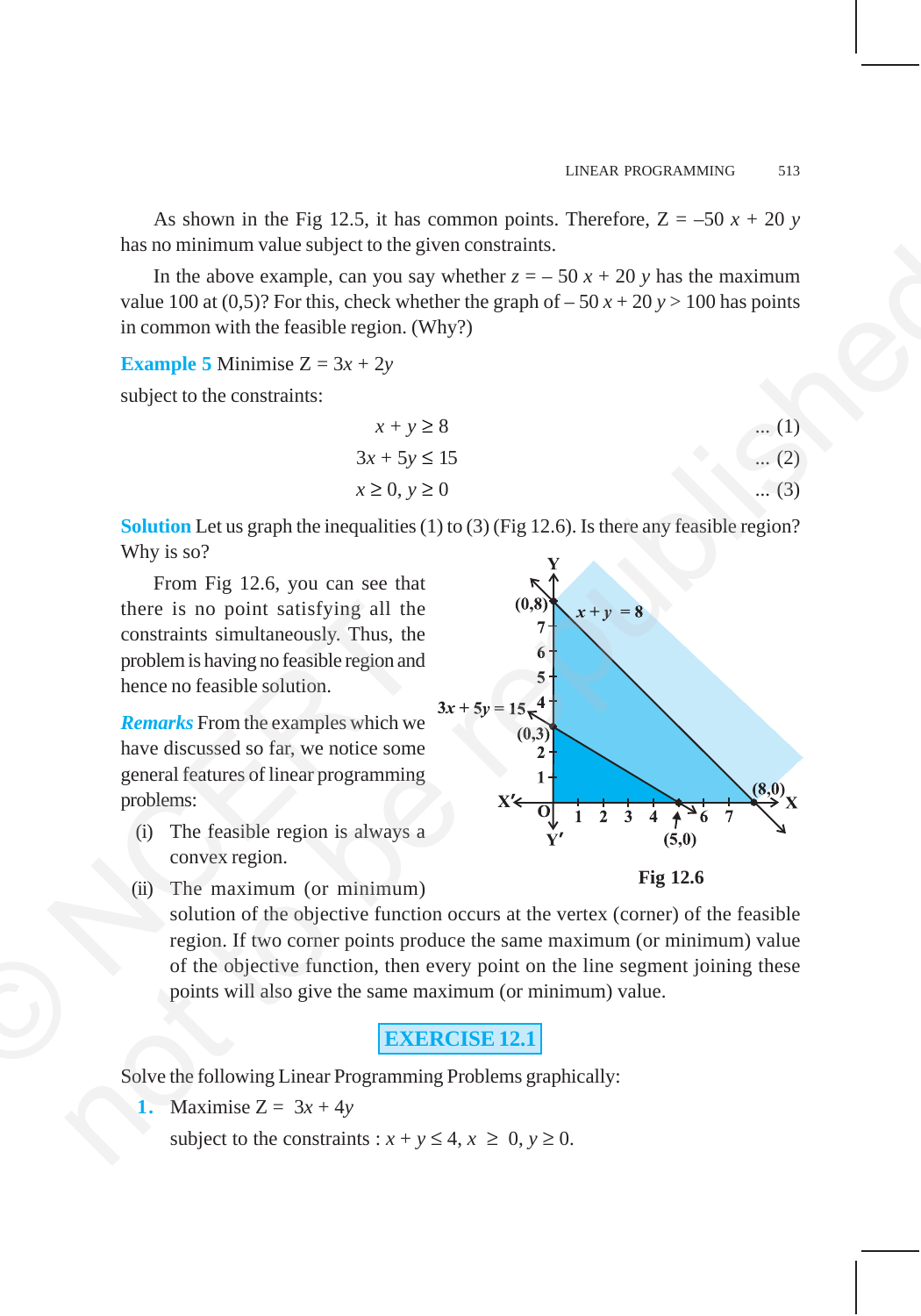As shown in the Fig 12.5, it has common points. Therefore, $Z = -50x + 20y$ has no minimum value subject to the given constraints.

In the above example, can you say whether $z = -50x + 20y$ has the maximum value 100 at (0,5)? For this, check whether the graph of $-50x + 20y > 100$ has points in common with the feasible region. (Why?)

**Example 5** Minimise $Z = 3x + 2y$

subject to the constraints:

$$x + y \geq 8 \quad \text{... (1)}$$

$$3x + 5y \leq 15 \quad \text{... (2)}$$

$$x \geq 0, y \geq 0 \quad \text{... (3)}$$

**Solution** Let us graph the inequalities (1) to (3) (Fig 12.6). Is there any feasible region? Why is so?

From Fig 12.6, you can see that there is no point satisfying all the constraints simultaneously. Thus, the problem is having no feasible region and hence no feasible solution.

Fig 12.6

***Remarks*** From the examples which we have discussed so far, we notice some general features of linear programming problems:

(i) The feasible region is always a convex region.

(ii) The maximum (or minimum) solution of the objective function occurs at the vertex (corner) of the feasible region. If two corner points produce the same maximum (or minimum) value of the objective function, then every point on the line segment joining these points will also give the same maximum (or minimum) value.

## EXERCISE 12.1

Solve the following Linear Programming Problems graphically:

**1.** Maximise $Z = 3x + 4y$

subject to the constraints : $x + y \leq 4$, $x \geq 0$, $y \geq 0$.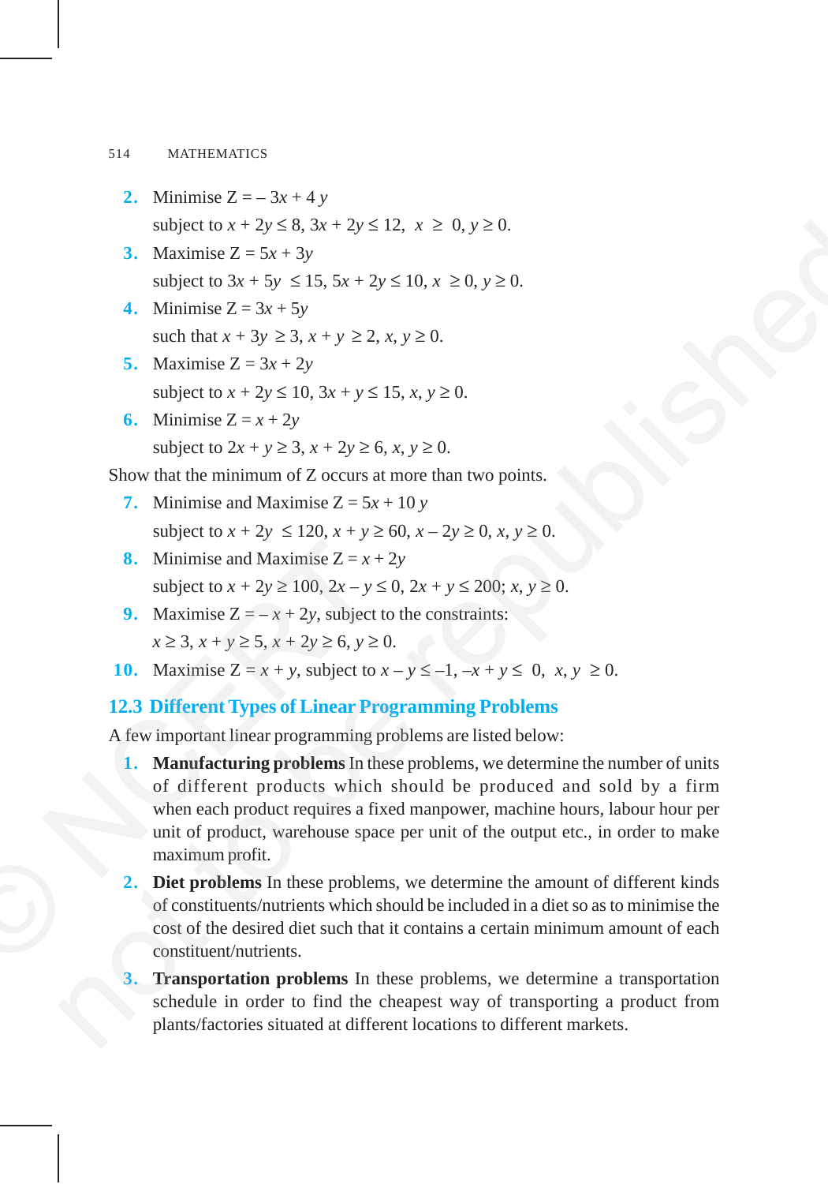2. Minimise $Z = -3x + 4y$

   subject to $x + 2y \leq 8$, $3x + 2y \leq 12$, $x \geq 0$, $y \geq 0$.

3. Maximise $Z = 5x + 3y$

   subject to $3x + 5y \leq 15$, $5x + 2y \leq 10$, $x \geq 0$, $y \geq 0$.

4. Minimise $Z = 3x + 5y$

   such that $x + 3y \geq 3$, $x + y \geq 2$, $x, y \geq 0$.

5. Maximise $Z = 3x + 2y$

   subject to $x + 2y \leq 10$, $3x + y \leq 15$, $x, y \geq 0$.

6. Minimise $Z = x + 2y$

   subject to $2x + y \geq 3$, $x + 2y \geq 6$, $x, y \geq 0$.

Show that the minimum of Z occurs at more than two points.

7. Minimise and Maximise $Z = 5x + 10y$

   subject to $x + 2y \leq 120$, $x + y \geq 60$, $x - 2y \geq 0$, $x, y \geq 0$.

8. Minimise and Maximise $Z = x + 2y$

   subject to $x + 2y \geq 100$, $2x - y \leq 0$, $2x + y \leq 200$; $x, y \geq 0$.

9. Maximise $Z = -x + 2y$, subject to the constraints:

   $x \geq 3$, $x + y \geq 5$, $x + 2y \geq 6$, $y \geq 0$.

10. Maximise $Z = x + y$, subject to $x - y \leq -1$, $-x + y \leq 0$, $x, y \geq 0$.

## 12.3 Different Types of Linear Programming Problems

A few important linear programming problems are listed below:

1. **Manufacturing problems** In these problems, we determine the number of units of different products which should be produced and sold by a firm when each product requires a fixed manpower, machine hours, labour hour per unit of product, warehouse space per unit of the output etc., in order to make maximum profit.

2. **Diet problems** In these problems, we determine the amount of different kinds of constituents/nutrients which should be included in a diet so as to minimise the cost of the desired diet such that it contains a certain minimum amount of each constituent/nutrients.

3. **Transportation problems** In these problems, we determine a transportation schedule in order to find the cheapest way of transporting a product from plants/factories situated at different locations to different markets.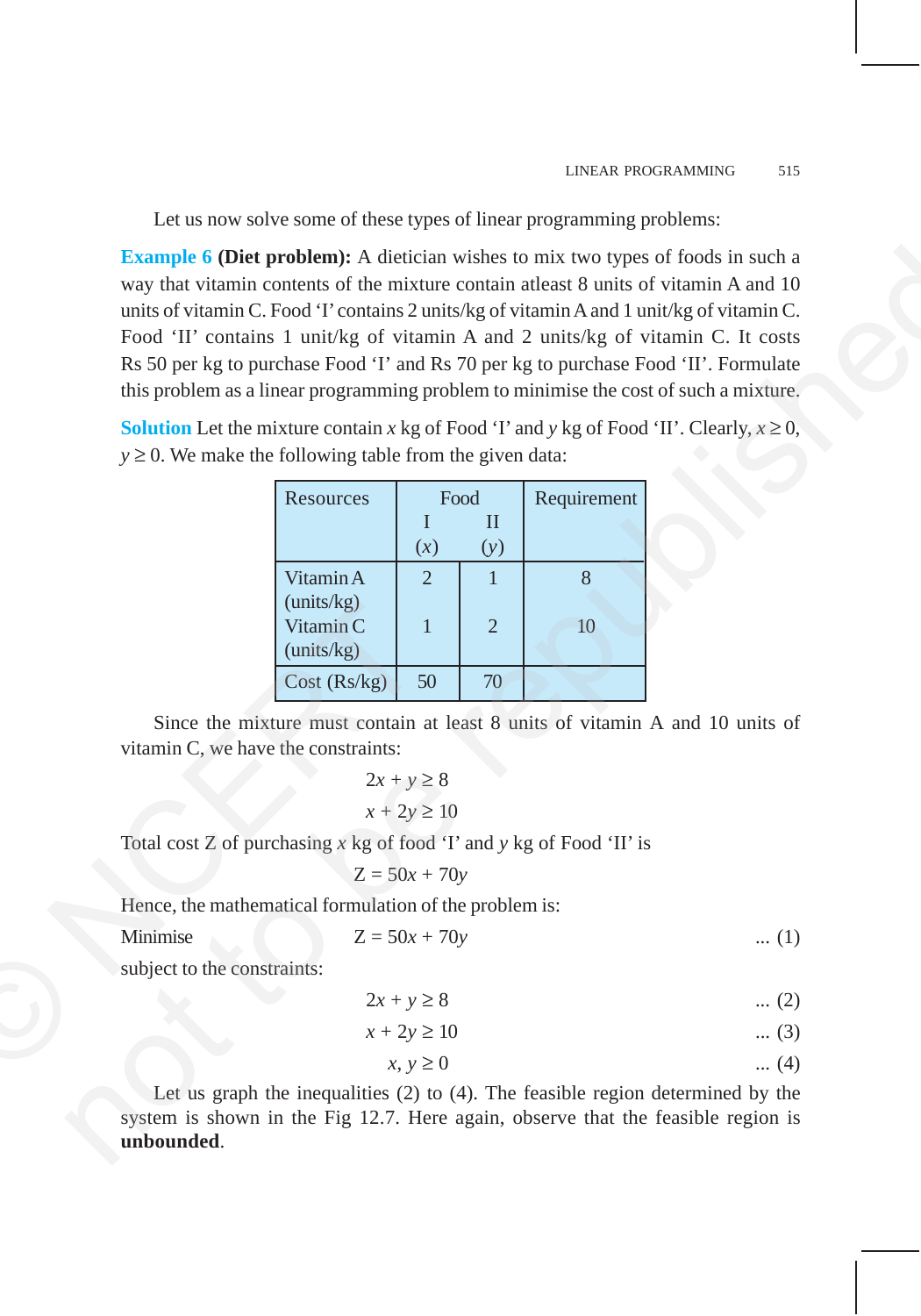Let us now solve some of these types of linear programming problems:

**Example 6 (Diet problem):** A dietician wishes to mix two types of foods in such a way that vitamin contents of the mixture contain atleast 8 units of vitamin A and 10 units of vitamin C. Food 'I' contains 2 units/kg of vitamin A and 1 unit/kg of vitamin C. Food 'II' contains 1 unit/kg of vitamin A and 2 units/kg of vitamin C. It costs Rs 50 per kg to purchase Food 'I' and Rs 70 per kg to purchase Food 'II'. Formulate this problem as a linear programming problem to minimise the cost of such a mixture.

**Solution** Let the mixture contain $x$ kg of Food 'I' and $y$ kg of Food 'II'. Clearly, $x \geq 0$, $y \geq 0$. We make the following table from the given data:

| Resources | Food | | Requirement |
|---|---|---|---|
| | I ($x$) | II ($y$) | |
| Vitamin A (units/kg) | 2 | 1 | 8 |
| Vitamin C (units/kg) | 1 | 2 | 10 |
| Cost (Rs/kg) | 50 | 70 | |

Since the mixture must contain at least 8 units of vitamin A and 10 units of vitamin C, we have the constraints:

$$2x + y \geq 8$$

$$x + 2y \geq 10$$

Total cost Z of purchasing $x$ kg of food 'I' and $y$ kg of Food 'II' is

$$Z = 50x + 70y$$

Hence, the mathematical formulation of the problem is:

Minimise $\qquad Z = 50x + 70y \qquad$ ... (1)

subject to the constraints:

$$2x + y \geq 8 \qquad \text{... (2)}$$

$$x + 2y \geq 10 \qquad \text{... (3)}$$

$$x, y \geq 0 \qquad \text{... (4)}$$

Let us graph the inequalities (2) to (4). The feasible region determined by the system is shown in the Fig 12.7. Here again, observe that the feasible region is **unbounded**.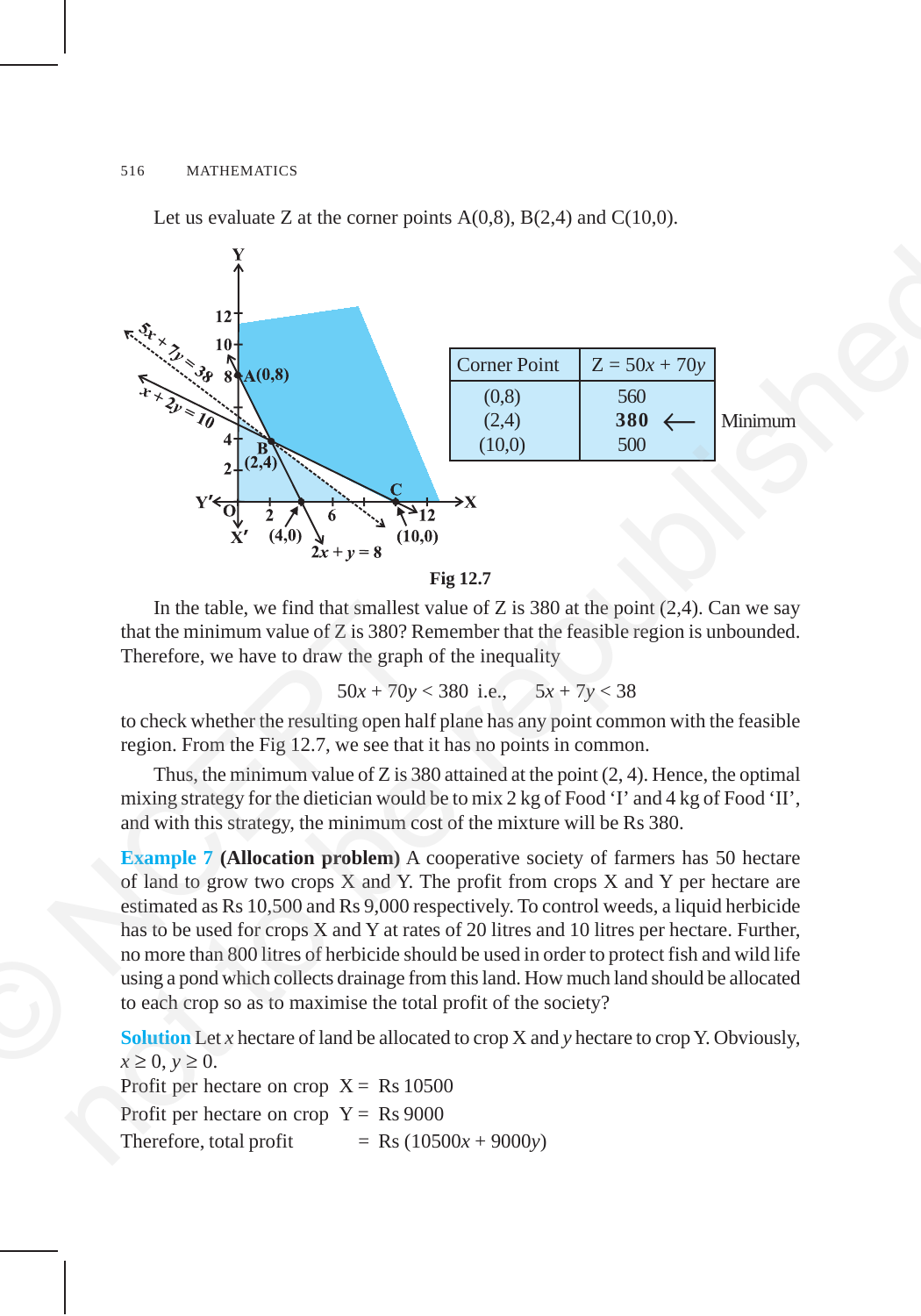Let us evaluate Z at the corner points A(0,8), B(2,4) and C(10,0).

| Corner Point | $Z = 50x + 70y$ | |
|---|---|---|
| (0,8) | 560 | |
| (2,4) | **380** ← | Minimum |
| (10,0) | 500 | |

Fig 12.7

In the table, we find that smallest value of Z is 380 at the point (2,4). Can we say that the minimum value of Z is 380? Remember that the feasible region is unbounded. Therefore, we have to draw the graph of the inequality

$$50x + 70y < 380 \text{ i.e., } \quad 5x + 7y < 38$$

to check whether the resulting open half plane has any point common with the feasible region. From the Fig 12.7, we see that it has no points in common.

Thus, the minimum value of Z is 380 attained at the point (2, 4). Hence, the optimal mixing strategy for the dietician would be to mix 2 kg of Food 'I' and 4 kg of Food 'II', and with this strategy, the minimum cost of the mixture will be Rs 380.

**Example 7** **(Allocation problem)** A cooperative society of farmers has 50 hectare of land to grow two crops X and Y. The profit from crops X and Y per hectare are estimated as Rs 10,500 and Rs 9,000 respectively. To control weeds, a liquid herbicide has to be used for crops X and Y at rates of 20 litres and 10 litres per hectare. Further, no more than 800 litres of herbicide should be used in order to protect fish and wild life using a pond which collects drainage from this land. How much land should be allocated to each crop so as to maximise the total profit of the society?

**Solution** Let $x$ hectare of land be allocated to crop X and $y$ hectare to crop Y. Obviously, $x \geq 0$, $y \geq 0$.

Profit per hectare on crop X = Rs 10500

Profit per hectare on crop Y = Rs 9000

Therefore, total profit = Rs $(10500x + 9000y)$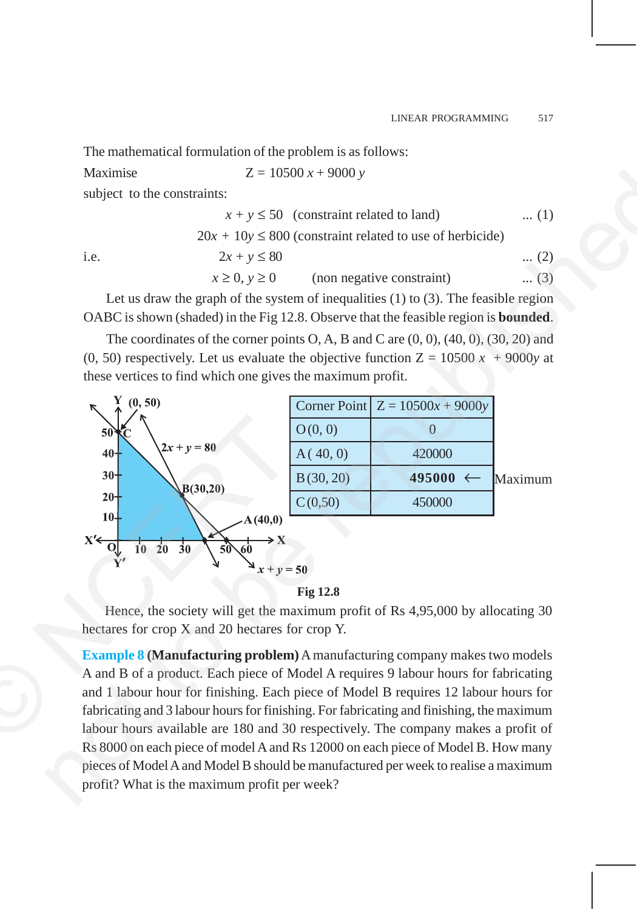The mathematical formulation of the problem is as follows:

Maximise $Z = 10500\,x + 9000\,y$

subject to the constraints:

$$x + y \le 50 \quad \text{(constraint related to land)} \qquad \ldots (1)$$

$$20x + 10y \le 800 \text{ (constraint related to use of herbicide)}$$

i.e.

$$2x + y \le 80 \qquad \ldots (2)$$

$$x \ge 0,\ y \ge 0 \quad \text{(non negative constraint)} \qquad \ldots (3)$$

Let us draw the graph of the system of inequalities (1) to (3). The feasible region OABC is shown (shaded) in the Fig 12.8. Observe that the feasible region is **bounded**.

The coordinates of the corner points O, A, B and C are (0, 0), (40, 0), (30, 20) and (0, 50) respectively. Let us evaluate the objective function $Z = 10500\,x + 9000y$ at these vertices to find which one gives the maximum profit.

| Corner Point | $Z = 10500x + 9000y$ | |
|---|---|---|
| O (0, 0) | 0 | |
| A ( 40, 0) | 420000 | |
| B (30, 20) | **495000** ← | Maximum |
| C (0,50) | 450000 | |

Fig 12.8

Hence, the society will get the maximum profit of Rs 4,95,000 by allocating 30 hectares for crop X and 20 hectares for crop Y.

**Example 8 (Manufacturing problem)** A manufacturing company makes two models A and B of a product. Each piece of Model A requires 9 labour hours for fabricating and 1 labour hour for finishing. Each piece of Model B requires 12 labour hours for fabricating and 3 labour hours for finishing. For fabricating and finishing, the maximum labour hours available are 180 and 30 respectively. The company makes a profit of Rs 8000 on each piece of model A and Rs 12000 on each piece of Model B. How many pieces of Model A and Model B should be manufactured per week to realise a maximum profit? What is the maximum profit per week?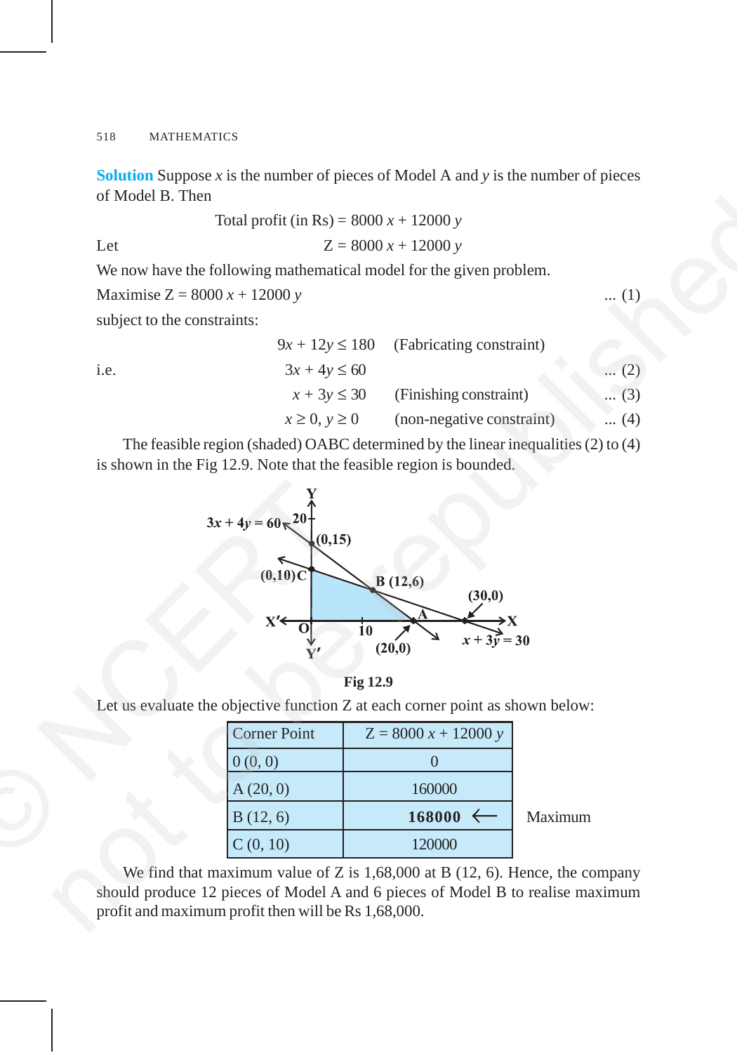**Solution** Suppose $x$ is the number of pieces of Model A and $y$ is the number of pieces of Model B. Then

$$\text{Total profit (in Rs)} = 8000\,x + 12000\,y$$

Let $$Z = 8000\,x + 12000\,y$$

We now have the following mathematical model for the given problem.

Maximise $Z = 8000\,x + 12000\,y$ ... (1)

subject to the constraints:

$$9x + 12y \leq 180 \quad \text{(Fabricating constraint)}$$

i.e. $$3x + 4y \leq 60 \quad \text{... (2)}$$

$$x + 3y \leq 30 \quad \text{(Finishing constraint)} \quad \text{... (3)}$$

$$x \geq 0,\ y \geq 0 \quad \text{(non-negative constraint)} \quad \text{... (4)}$$

The feasible region (shaded) OABC determined by the linear inequalities (2) to (4) is shown in the Fig 12.9. Note that the feasible region is bounded.

Fig 12.9

Let us evaluate the objective function Z at each corner point as shown below:

| Corner Point | $Z = 8000\,x + 12000\,y$ | |
|---|---|---|
| 0 (0, 0) | 0 | |
| A (20, 0) | 160000 | |
| B (12, 6) | **168000** ⟵ | Maximum |
| C (0, 10) | 120000 | |

We find that maximum value of Z is 1,68,000 at B (12, 6). Hence, the company should produce 12 pieces of Model A and 6 pieces of Model B to realise maximum profit and maximum profit then will be Rs 1,68,000.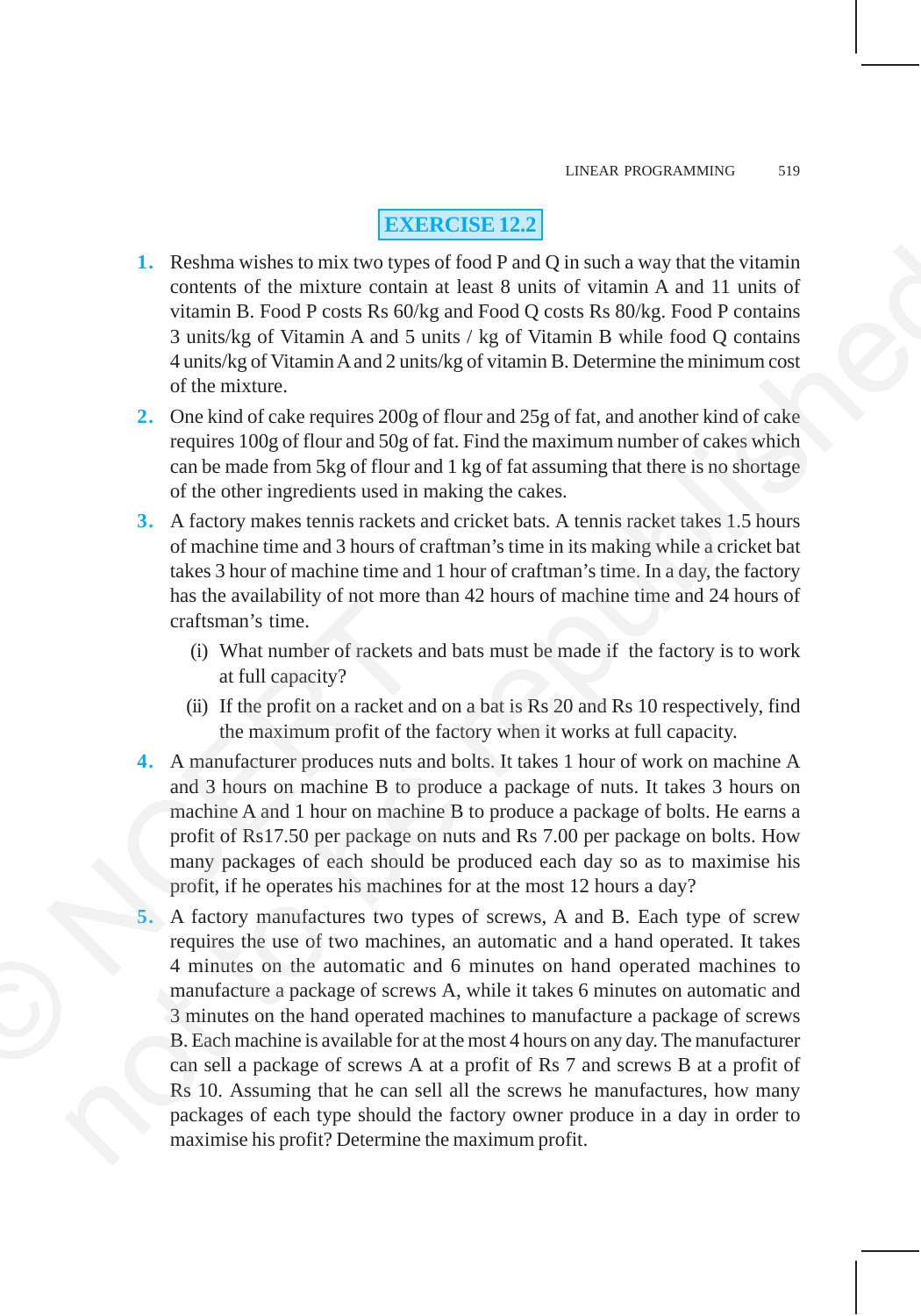## EXERCISE 12.2

1. Reshma wishes to mix two types of food P and Q in such a way that the vitamin contents of the mixture contain at least 8 units of vitamin A and 11 units of vitamin B. Food P costs Rs 60/kg and Food Q costs Rs 80/kg. Food P contains 3 units/kg of Vitamin A and 5 units / kg of Vitamin B while food Q contains 4 units/kg of Vitamin A and 2 units/kg of vitamin B. Determine the minimum cost of the mixture.
2. One kind of cake requires 200g of flour and 25g of fat, and another kind of cake requires 100g of flour and 50g of fat. Find the maximum number of cakes which can be made from 5kg of flour and 1 kg of fat assuming that there is no shortage of the other ingredients used in making the cakes.
3. A factory makes tennis rackets and cricket bats. A tennis racket takes 1.5 hours of machine time and 3 hours of craftman's time in its making while a cricket bat takes 3 hour of machine time and 1 hour of craftman's time. In a day, the factory has the availability of not more than 42 hours of machine time and 24 hours of craftsman's time.
   (i) What number of rackets and bats must be made if the factory is to work at full capacity?
   (ii) If the profit on a racket and on a bat is Rs 20 and Rs 10 respectively, find the maximum profit of the factory when it works at full capacity.
4. A manufacturer produces nuts and bolts. It takes 1 hour of work on machine A and 3 hours on machine B to produce a package of nuts. It takes 3 hours on machine A and 1 hour on machine B to produce a package of bolts. He earns a profit of Rs17.50 per package on nuts and Rs 7.00 per package on bolts. How many packages of each should be produced each day so as to maximise his profit, if he operates his machines for at the most 12 hours a day?
5. A factory manufactures two types of screws, A and B. Each type of screw requires the use of two machines, an automatic and a hand operated. It takes 4 minutes on the automatic and 6 minutes on hand operated machines to manufacture a package of screws A, while it takes 6 minutes on automatic and 3 minutes on the hand operated machines to manufacture a package of screws B. Each machine is available for at the most 4 hours on any day. The manufacturer can sell a package of screws A at a profit of Rs 7 and screws B at a profit of Rs 10. Assuming that he can sell all the screws he manufactures, how many packages of each type should the factory owner produce in a day in order to maximise his profit? Determine the maximum profit.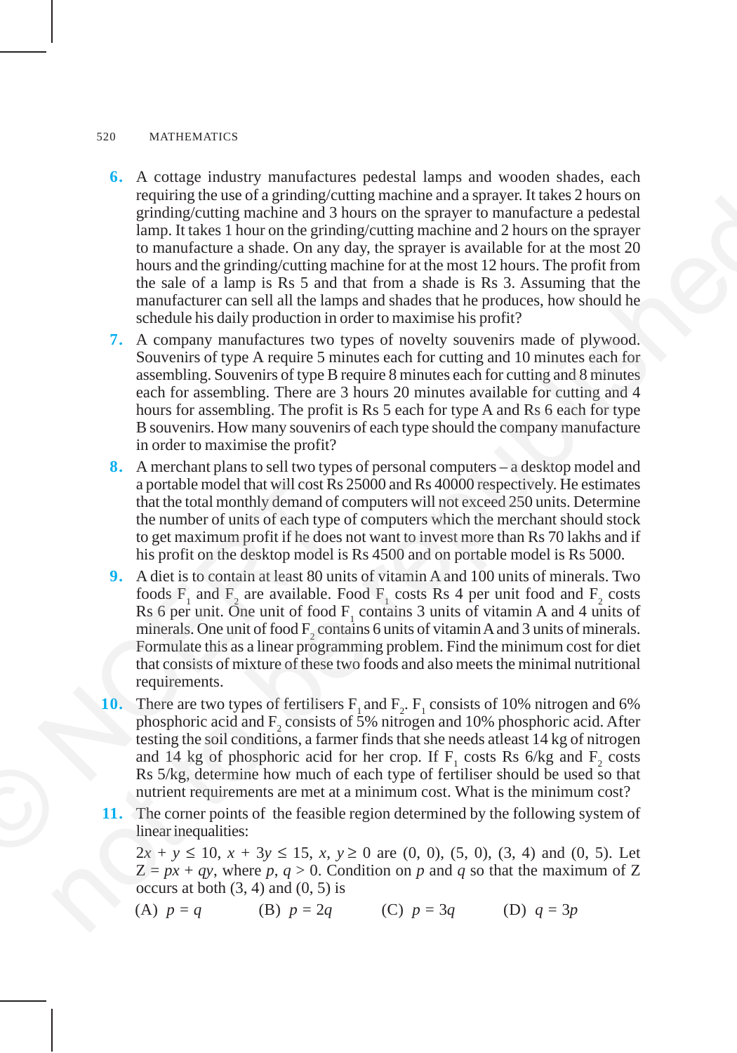6. A cottage industry manufactures pedestal lamps and wooden shades, each requiring the use of a grinding/cutting machine and a sprayer. It takes 2 hours on grinding/cutting machine and 3 hours on the sprayer to manufacture a pedestal lamp. It takes 1 hour on the grinding/cutting machine and 2 hours on the sprayer to manufacture a shade. On any day, the sprayer is available for at the most 20 hours and the grinding/cutting machine for at the most 12 hours. The profit from the sale of a lamp is Rs 5 and that from a shade is Rs 3. Assuming that the manufacturer can sell all the lamps and shades that he produces, how should he schedule his daily production in order to maximise his profit?

7. A company manufactures two types of novelty souvenirs made of plywood. Souvenirs of type A require 5 minutes each for cutting and 10 minutes each for assembling. Souvenirs of type B require 8 minutes each for cutting and 8 minutes each for assembling. There are 3 hours 20 minutes available for cutting and 4 hours for assembling. The profit is Rs 5 each for type A and Rs 6 each for type B souvenirs. How many souvenirs of each type should the company manufacture in order to maximise the profit?

8. A merchant plans to sell two types of personal computers – a desktop model and a portable model that will cost Rs 25000 and Rs 40000 respectively. He estimates that the total monthly demand of computers will not exceed 250 units. Determine the number of units of each type of computers which the merchant should stock to get maximum profit if he does not want to invest more than Rs 70 lakhs and if his profit on the desktop model is Rs 4500 and on portable model is Rs 5000.

9. A diet is to contain at least 80 units of vitamin A and 100 units of minerals. Two foods $F_1$ and $F_2$ are available. Food $F_1$ costs Rs 4 per unit food and $F_2$ costs Rs 6 per unit. One unit of food $F_1$ contains 3 units of vitamin A and 4 units of minerals. One unit of food $F_2$ contains 6 units of vitamin A and 3 units of minerals. Formulate this as a linear programming problem. Find the minimum cost for diet that consists of mixture of these two foods and also meets the minimal nutritional requirements.

10. There are two types of fertilisers $F_1$ and $F_2$. $F_1$ consists of 10% nitrogen and 6% phosphoric acid and $F_2$ consists of 5% nitrogen and 10% phosphoric acid. After testing the soil conditions, a farmer finds that she needs atleast 14 kg of nitrogen and 14 kg of phosphoric acid for her crop. If $F_1$ costs Rs 6/kg and $F_2$ costs Rs 5/kg, determine how much of each type of fertiliser should be used so that nutrient requirements are met at a minimum cost. What is the minimum cost?

11. The corner points of the feasible region determined by the following system of linear inequalities:

    $2x + y \leq 10$, $x + 3y \leq 15$, $x, y \geq 0$ are (0, 0), (5, 0), (3, 4) and (0, 5). Let $Z = px + qy$, where $p, q > 0$. Condition on $p$ and $q$ so that the maximum of Z occurs at both (3, 4) and (0, 5) is

    (A) $p = q$ (B) $p = 2q$ (C) $p = 3q$ (D) $q = 3p$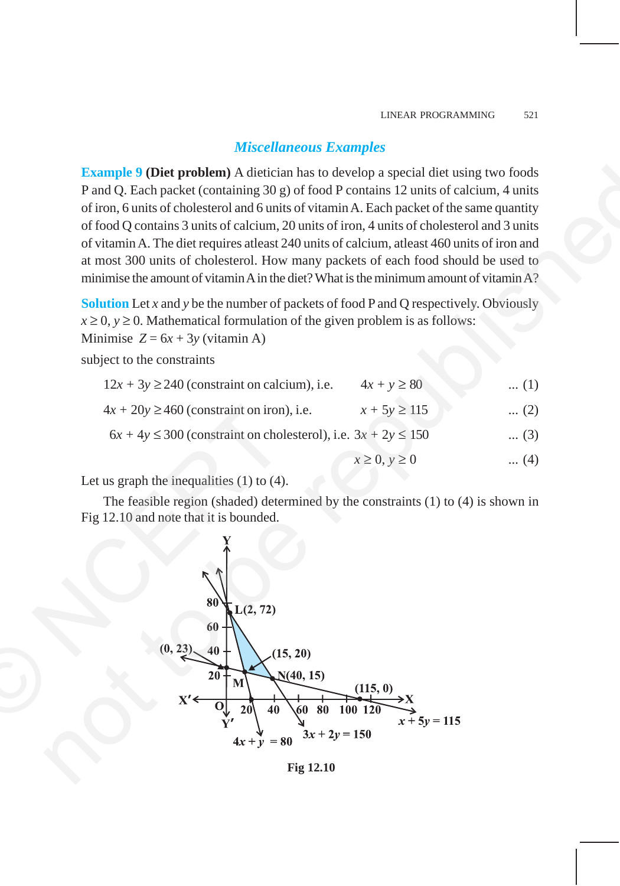## *Miscellaneous Examples*

**Example 9** **(Diet problem)** A dietician has to develop a special diet using two foods P and Q. Each packet (containing 30 g) of food P contains 12 units of calcium, 4 units of iron, 6 units of cholesterol and 6 units of vitamin A. Each packet of the same quantity of food Q contains 3 units of calcium, 20 units of iron, 4 units of cholesterol and 3 units of vitamin A. The diet requires atleast 240 units of calcium, atleast 460 units of iron and at most 300 units of cholesterol. How many packets of each food should be used to minimise the amount of vitamin A in the diet? What is the minimum amount of vitamin A?

**Solution** Let $x$ and $y$ be the number of packets of food P and Q respectively. Obviously $x \geq 0$, $y \geq 0$. Mathematical formulation of the given problem is as follows:

Minimise $Z = 6x + 3y$ (vitamin A)

subject to the constraints

$12x + 3y \geq 240$ (constraint on calcium), i.e. $\quad 4x + y \geq 80 \quad$ ... (1)

$4x + 20y \geq 460$ (constraint on iron), i.e. $\quad x + 5y \geq 115 \quad$ ... (2)

$6x + 4y \leq 300$ (constraint on cholesterol), i.e. $\quad 3x + 2y \leq 150 \quad$ ... (3)

$x \geq 0, y \geq 0 \quad$ ... (4)

Let us graph the inequalities (1) to (4).

The feasible region (shaded) determined by the constraints (1) to (4) is shown in Fig 12.10 and note that it is bounded.

Fig 12.10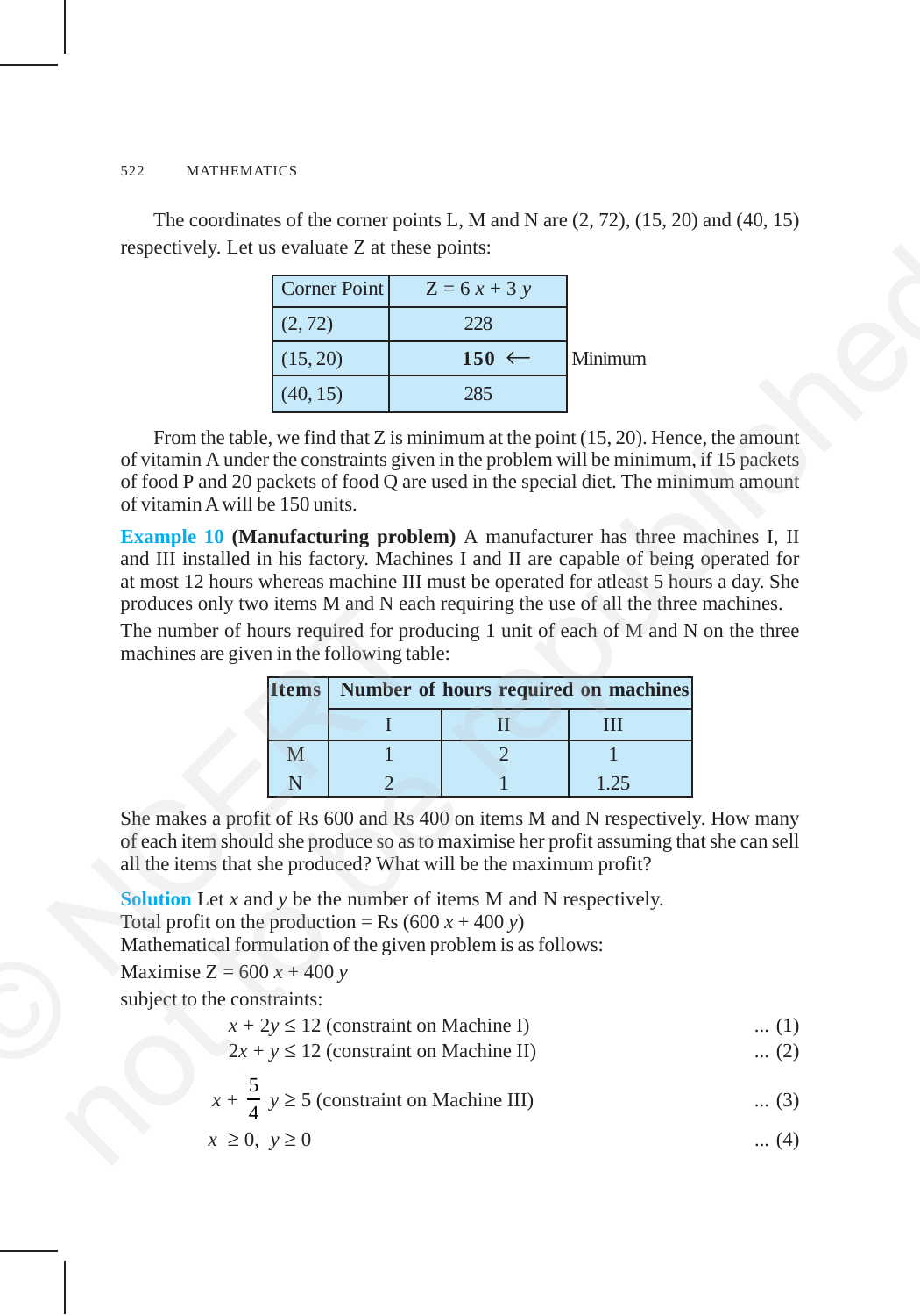The coordinates of the corner points L, M and N are (2, 72), (15, 20) and (40, 15) respectively. Let us evaluate Z at these points:

| Corner Point | $Z = 6x + 3y$ | |
|---|---|---|
| (2, 72) | 228 | |
| (15, 20) | **150** ← | Minimum |
| (40, 15) | 285 | |

From the table, we find that Z is minimum at the point (15, 20). Hence, the amount of vitamin A under the constraints given in the problem will be minimum, if 15 packets of food P and 20 packets of food Q are used in the special diet. The minimum amount of vitamin A will be 150 units.

**Example 10** **(Manufacturing problem)** A manufacturer has three machines I, II and III installed in his factory. Machines I and II are capable of being operated for at most 12 hours whereas machine III must be operated for atleast 5 hours a day. She produces only two items M and N each requiring the use of all the three machines.

The number of hours required for producing 1 unit of each of M and N on the three machines are given in the following table:

| Items | Number of hours required on machines | | |
|---|---|---|---|
| | I | II | III |
| M | 1 | 2 | 1 |
| N | 2 | 1 | 1.25 |

She makes a profit of Rs 600 and Rs 400 on items M and N respectively. How many of each item should she produce so as to maximise her profit assuming that she can sell all the items that she produced? What will be the maximum profit?

**Solution** Let $x$ and $y$ be the number of items M and N respectively.

Total profit on the production = Rs $(600x + 400y)$

Mathematical formulation of the given problem is as follows:

Maximise $Z = 600x + 400y$

subject to the constraints:

$$x + 2y \leq 12 \text{ (constraint on Machine I)} \quad \text{... (1)}$$

$$2x + y \leq 12 \text{ (constraint on Machine II)} \quad \text{... (2)}$$

$$x + \frac{5}{4}y \geq 5 \text{ (constraint on Machine III)} \quad \text{... (3)}$$

$$x \geq 0, \; y \geq 0 \quad \text{... (4)}$$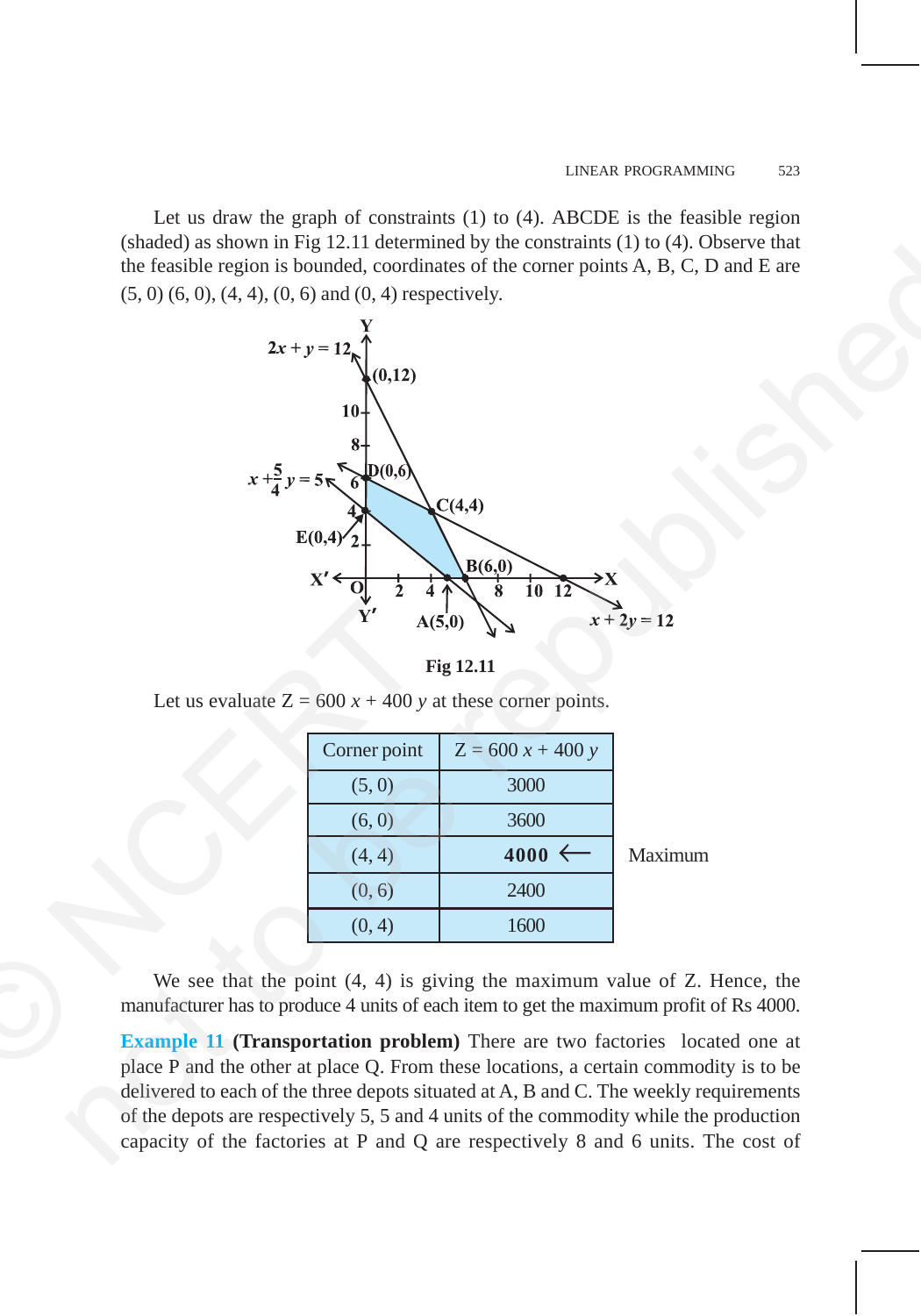Let us draw the graph of constraints (1) to (4). ABCDE is the feasible region (shaded) as shown in Fig 12.11 determined by the constraints (1) to (4). Observe that the feasible region is bounded, coordinates of the corner points A, B, C, D and E are (5, 0) (6, 0), (4, 4), (0, 6) and (0, 4) respectively.

Fig 12.11

Let us evaluate Z = 600 $x$ + 400 $y$ at these corner points.

| Corner point | Z = 600 $x$ + 400 $y$ | |
|---|---|---|
| (5, 0) | 3000 | |
| (6, 0) | 3600 | |
| (4, 4) | **4000** ← | Maximum |
| (0, 6) | 2400 | |
| (0, 4) | 1600 | |

We see that the point (4, 4) is giving the maximum value of Z. Hence, the manufacturer has to produce 4 units of each item to get the maximum profit of Rs 4000.

**Example 11** **(Transportation problem)** There are two factories located one at place P and the other at place Q. From these locations, a certain commodity is to be delivered to each of the three depots situated at A, B and C. The weekly requirements of the depots are respectively 5, 5 and 4 units of the commodity while the production capacity of the factories at P and Q are respectively 8 and 6 units. The cost of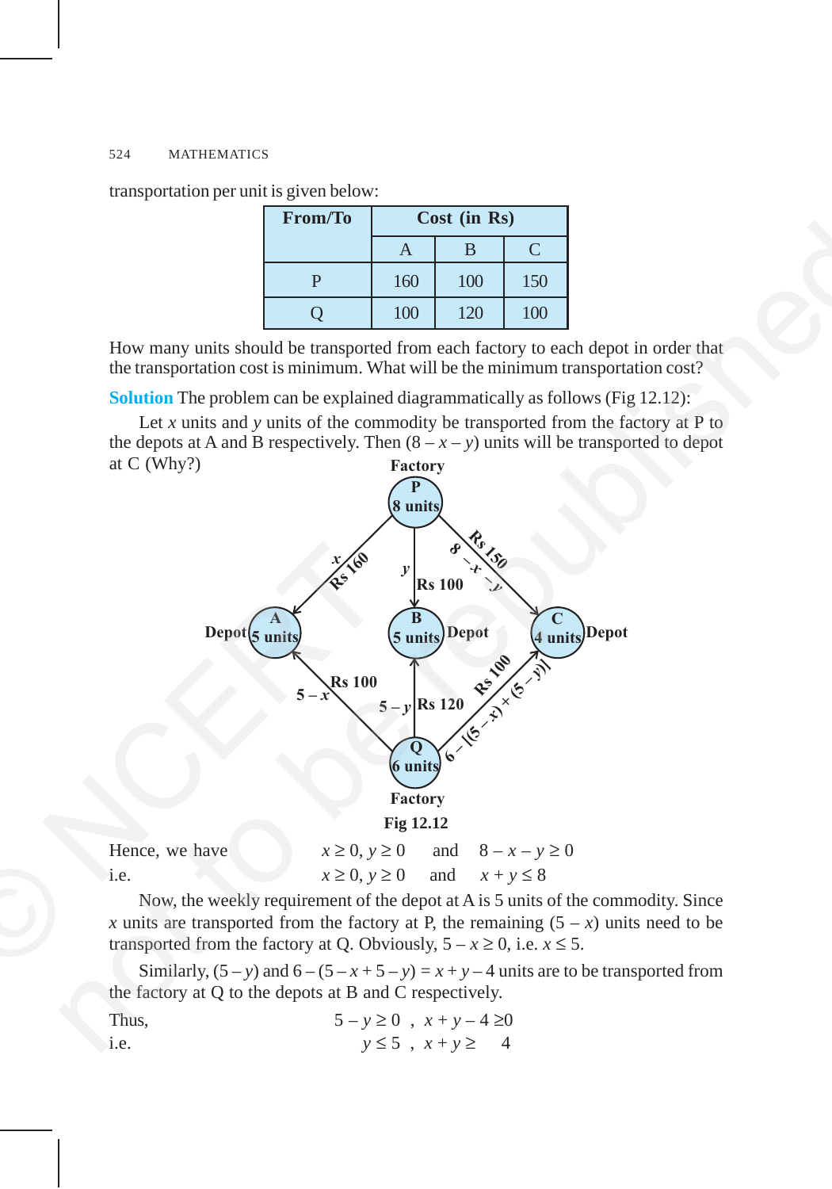transportation per unit is given below:

| From/To | Cost (in Rs) | | |
|---|---|---|---|
| | A | B | C |
| P | 160 | 100 | 150 |
| Q | 100 | 120 | 100 |

How many units should be transported from each factory to each depot in order that the transportation cost is minimum. What will be the minimum transportation cost?

**Solution** The problem can be explained diagrammatically as follows (Fig 12.12):

Let $x$ units and $y$ units of the commodity be transported from the factory at P to the depots at A and B respectively. Then $(8 - x - y)$ units will be transported to depot at C (Why?)

Fig 12.12

Hence, we have $\quad x \geq 0, y \geq 0 \quad$ and $\quad 8 - x - y \geq 0$

i.e. $\quad x \geq 0, y \geq 0 \quad$ and $\quad x + y \leq 8$

Now, the weekly requirement of the depot at A is 5 units of the commodity. Since $x$ units are transported from the factory at P, the remaining $(5 - x)$ units need to be transported from the factory at Q. Obviously, $5 - x \geq 0$, i.e. $x \leq 5$.

Similarly, $(5 - y)$ and $6 - (5 - x + 5 - y) = x + y - 4$ units are to be transported from the factory at Q to the depots at B and C respectively.

Thus, $\quad 5 - y \geq 0 \;,\; x + y - 4 \geq 0$

i.e. $\quad y \leq 5 \;,\; x + y \geq 4$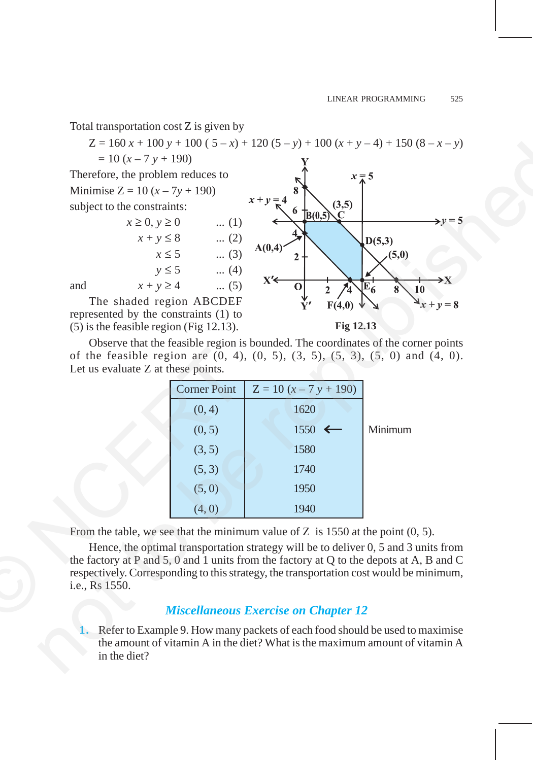Total transportation cost Z is given by

$$Z = 160\,x + 100\,y + 100\,(5 - x) + 120\,(5 - y) + 100\,(x + y - 4) + 150\,(8 - x - y)$$

$$= 10\,(x - 7\,y + 190)$$

Therefore, the problem reduces to

Minimise $Z = 10\,(x - 7y + 190)$

subject to the constraints:

$$x \geq 0,\; y \geq 0 \qquad \ldots (1)$$

$$x + y \leq 8 \qquad \ldots (2)$$

$$x \leq 5 \qquad \ldots (3)$$

$$y \leq 5 \qquad \ldots (4)$$

and $\qquad x + y \geq 4 \qquad \ldots (5)$

The shaded region ABCDEF represented by the constraints (1) to (5) is the feasible region (Fig 12.13).

Fig 12.13

Observe that the feasible region is bounded. The coordinates of the corner points of the feasible region are (0, 4), (0, 5), (3, 5), (5, 3), (5, 0) and (4, 0). Let us evaluate Z at these points.

| Corner Point | $Z = 10\,(x - 7\,y + 190)$ | |
|---|---|---|
| (0, 4) | 1620 | |
| (0, 5) | 1550 ← | Minimum |
| (3, 5) | 1580 | |
| (5, 3) | 1740 | |
| (5, 0) | 1950 | |
| (4, 0) | 1940 | |

From the table, we see that the minimum value of Z is 1550 at the point (0, 5).

Hence, the optimal transportation strategy will be to deliver 0, 5 and 3 units from the factory at P and 5, 0 and 1 units from the factory at Q to the depots at A, B and C respectively. Corresponding to this strategy, the transportation cost would be minimum, i.e., Rs 1550.

## *Miscellaneous Exercise on Chapter 12*

1. Refer to Example 9. How many packets of each food should be used to maximise the amount of vitamin A in the diet? What is the maximum amount of vitamin A in the diet?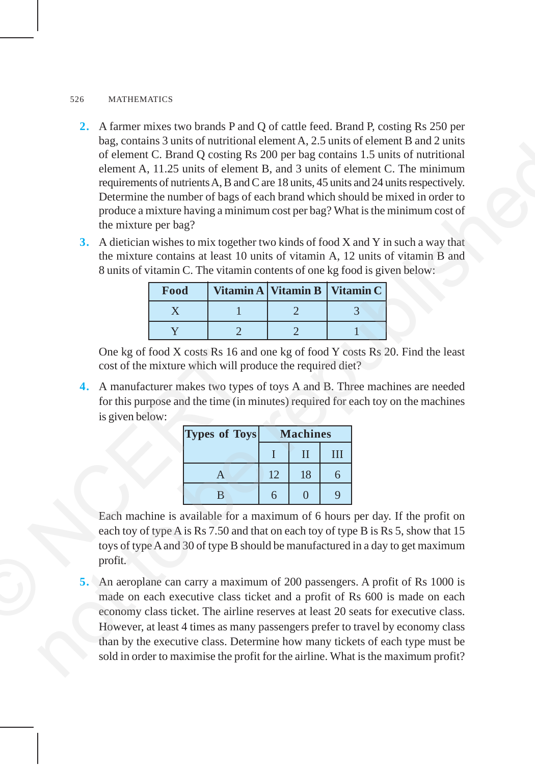2. A farmer mixes two brands P and Q of cattle feed. Brand P, costing Rs 250 per bag, contains 3 units of nutritional element A, 2.5 units of element B and 2 units of element C. Brand Q costing Rs 200 per bag contains 1.5 units of nutritional element A, 11.25 units of element B, and 3 units of element C. The minimum requirements of nutrients A, B and C are 18 units, 45 units and 24 units respectively. Determine the number of bags of each brand which should be mixed in order to produce a mixture having a minimum cost per bag? What is the minimum cost of the mixture per bag?

3. A dietician wishes to mix together two kinds of food X and Y in such a way that the mixture contains at least 10 units of vitamin A, 12 units of vitamin B and 8 units of vitamin C. The vitamin contents of one kg food is given below:

| Food | Vitamin A | Vitamin B | Vitamin C |
|---|---|---|---|
| X | 1 | 2 | 3 |
| Y | 2 | 2 | 1 |

   One kg of food X costs Rs 16 and one kg of food Y costs Rs 20. Find the least cost of the mixture which will produce the required diet?

4. A manufacturer makes two types of toys A and B. Three machines are needed for this purpose and the time (in minutes) required for each toy on the machines is given below:

| Types of Toys | Machines | | |
|---|---|---|---|
| | I | II | III |
| A | 12 | 18 | 6 |
| B | 6 | 0 | 9 |

   Each machine is available for a maximum of 6 hours per day. If the profit on each toy of type A is Rs 7.50 and that on each toy of type B is Rs 5, show that 15 toys of type A and 30 of type B should be manufactured in a day to get maximum profit.

5. An aeroplane can carry a maximum of 200 passengers. A profit of Rs 1000 is made on each executive class ticket and a profit of Rs 600 is made on each economy class ticket. The airline reserves at least 20 seats for executive class. However, at least 4 times as many passengers prefer to travel by economy class than by the executive class. Determine how many tickets of each type must be sold in order to maximise the profit for the airline. What is the maximum profit?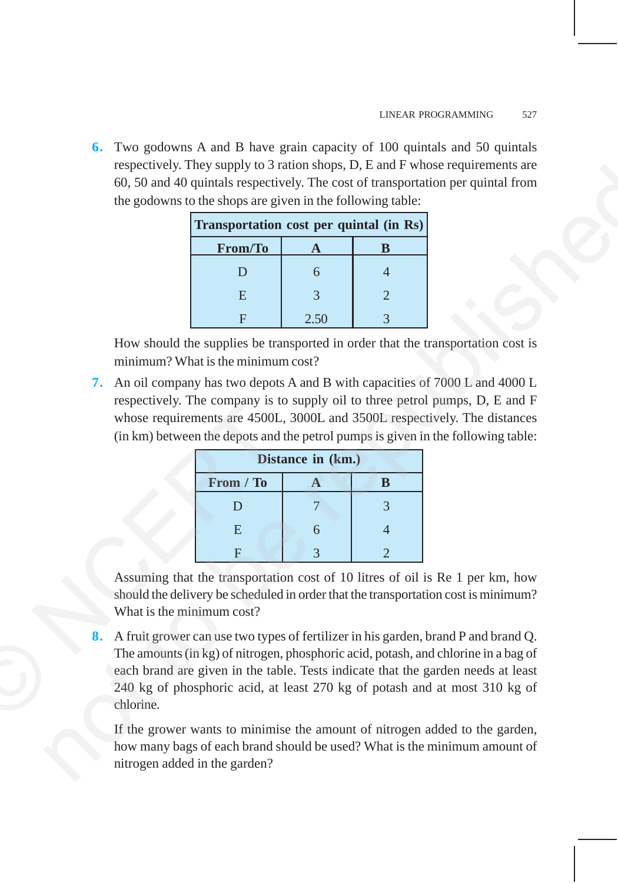6. Two godowns A and B have grain capacity of 100 quintals and 50 quintals respectively. They supply to 3 ration shops, D, E and F whose requirements are 60, 50 and 40 quintals respectively. The cost of transportation per quintal from the godowns to the shops are given in the following table:

| Transportation cost per quintal (in Rs) | | |
|---|---|---|
| **From/To** | **A** | **B** |
| D | 6 | 4 |
| E | 3 | 2 |
| F | 2.50 | 3 |

How should the supplies be transported in order that the transportation cost is minimum? What is the minimum cost?

7. An oil company has two depots A and B with capacities of 7000 L and 4000 L respectively. The company is to supply oil to three petrol pumps, D, E and F whose requirements are 4500L, 3000L and 3500L respectively. The distances (in km) between the depots and the petrol pumps is given in the following table:

| Distance in (km.) | | |
|---|---|---|
| **From / To** | **A** | **B** |
| D | 7 | 3 |
| E | 6 | 4 |
| F | 3 | 2 |

Assuming that the transportation cost of 10 litres of oil is Re 1 per km, how should the delivery be scheduled in order that the transportation cost is minimum? What is the minimum cost?

8. A fruit grower can use two types of fertilizer in his garden, brand P and brand Q. The amounts (in kg) of nitrogen, phosphoric acid, potash, and chlorine in a bag of each brand are given in the table. Tests indicate that the garden needs at least 240 kg of phosphoric acid, at least 270 kg of potash and at most 310 kg of chlorine.

If the grower wants to minimise the amount of nitrogen added to the garden, how many bags of each brand should be used? What is the minimum amount of nitrogen added in the garden?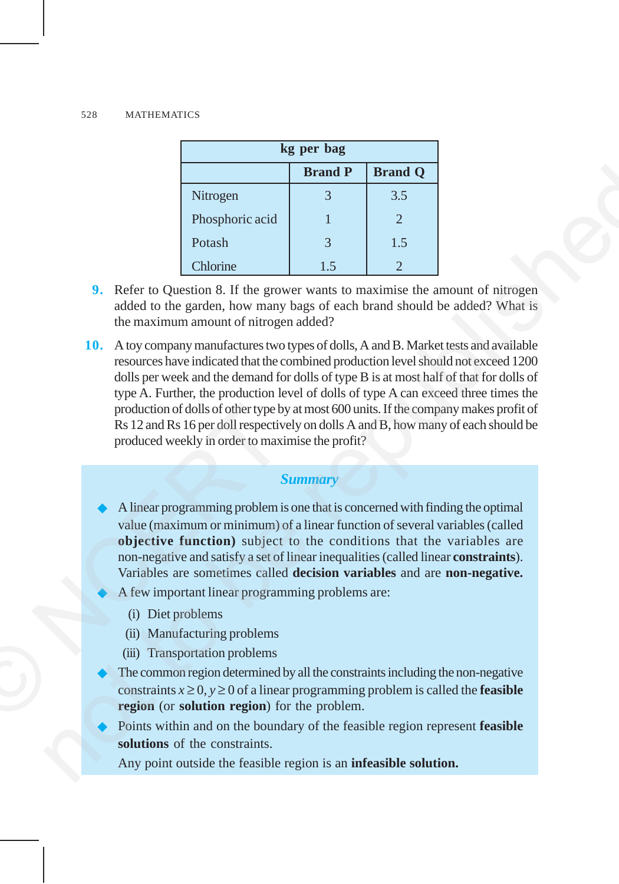| kg per bag | | |
|---|---|---|
| | **Brand P** | **Brand Q** |
| Nitrogen | 3 | 3.5 |
| Phosphoric acid | 1 | 2 |
| Potash | 3 | 1.5 |
| Chlorine | 1.5 | 2 |

**9.** Refer to Question 8. If the grower wants to maximise the amount of nitrogen added to the garden, how many bags of each brand should be added? What is the maximum amount of nitrogen added?

**10.** A toy company manufactures two types of dolls, A and B. Market tests and available resources have indicated that the combined production level should not exceed 1200 dolls per week and the demand for dolls of type B is at most half of that for dolls of type A. Further, the production level of dolls of type A can exceed three times the production of dolls of other type by at most 600 units. If the company makes profit of Rs 12 and Rs 16 per doll respectively on dolls A and B, how many of each should be produced weekly in order to maximise the profit?

## *Summary*

- A linear programming problem is one that is concerned with finding the optimal value (maximum or minimum) of a linear function of several variables (called **objective function)** subject to the conditions that the variables are non-negative and satisfy a set of linear inequalities (called linear **constraints**). Variables are sometimes called **decision variables** and are **non-negative.**
- A few important linear programming problems are:
  - (i) Diet problems
  - (ii) Manufacturing problems
  - (iii) Transportation problems
- The common region determined by all the constraints including the non-negative constraints $x \geq 0$, $y \geq 0$ of a linear programming problem is called the **feasible region** (or **solution region**) for the problem.
- Points within and on the boundary of the feasible region represent **feasible solutions** of the constraints.

  Any point outside the feasible region is an **infeasible solution.**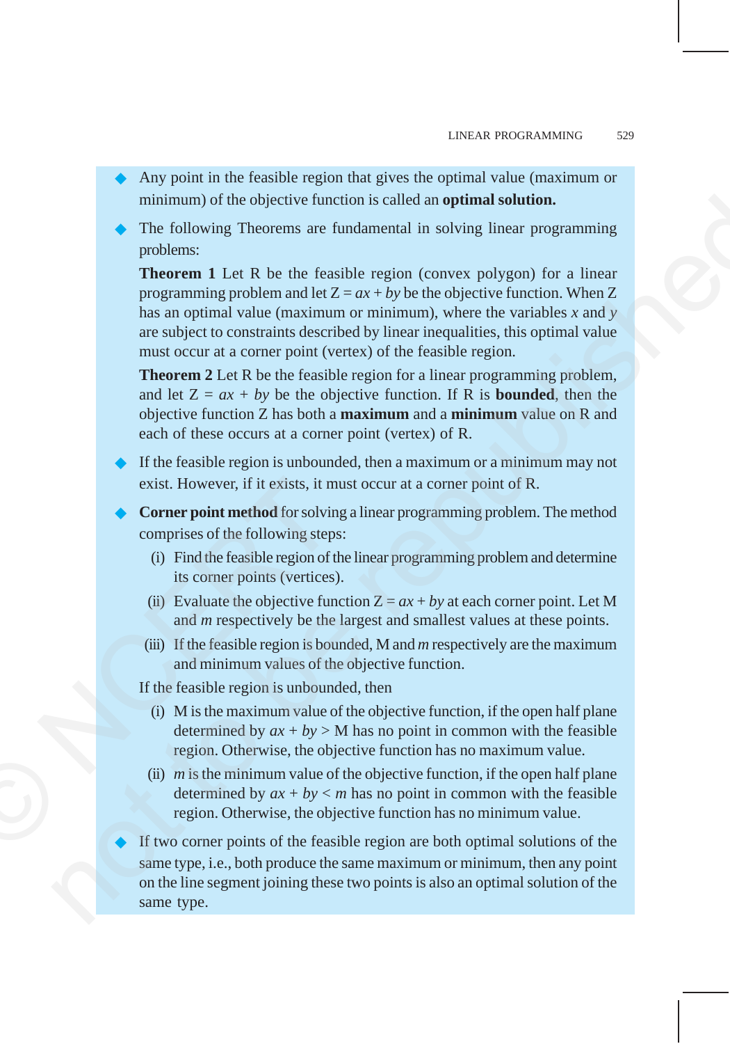- Any point in the feasible region that gives the optimal value (maximum or minimum) of the objective function is called an **optimal solution.**

- The following Theorems are fundamental in solving linear programming problems:

  **Theorem 1** Let R be the feasible region (convex polygon) for a linear programming problem and let $Z = ax + by$ be the objective function. When Z has an optimal value (maximum or minimum), where the variables $x$ and $y$ are subject to constraints described by linear inequalities, this optimal value must occur at a corner point (vertex) of the feasible region.

  **Theorem 2** Let R be the feasible region for a linear programming problem, and let $Z = ax + by$ be the objective function. If R is **bounded**, then the objective function Z has both a **maximum** and a **minimum** value on R and each of these occurs at a corner point (vertex) of R.

- If the feasible region is unbounded, then a maximum or a minimum may not exist. However, if it exists, it must occur at a corner point of R.

- **Corner point method** for solving a linear programming problem. The method comprises of the following steps:

  (i) Find the feasible region of the linear programming problem and determine its corner points (vertices).

  (ii) Evaluate the objective function $Z = ax + by$ at each corner point. Let M and $m$ respectively be the largest and smallest values at these points.

  (iii) If the feasible region is bounded, M and $m$ respectively are the maximum and minimum values of the objective function.

  If the feasible region is unbounded, then

  (i) M is the maximum value of the objective function, if the open half plane determined by $ax + by > M$ has no point in common with the feasible region. Otherwise, the objective function has no maximum value.

  (ii) $m$ is the minimum value of the objective function, if the open half plane determined by $ax + by < m$ has no point in common with the feasible region. Otherwise, the objective function has no minimum value.

- If two corner points of the feasible region are both optimal solutions of the same type, i.e., both produce the same maximum or minimum, then any point on the line segment joining these two points is also an optimal solution of the same type.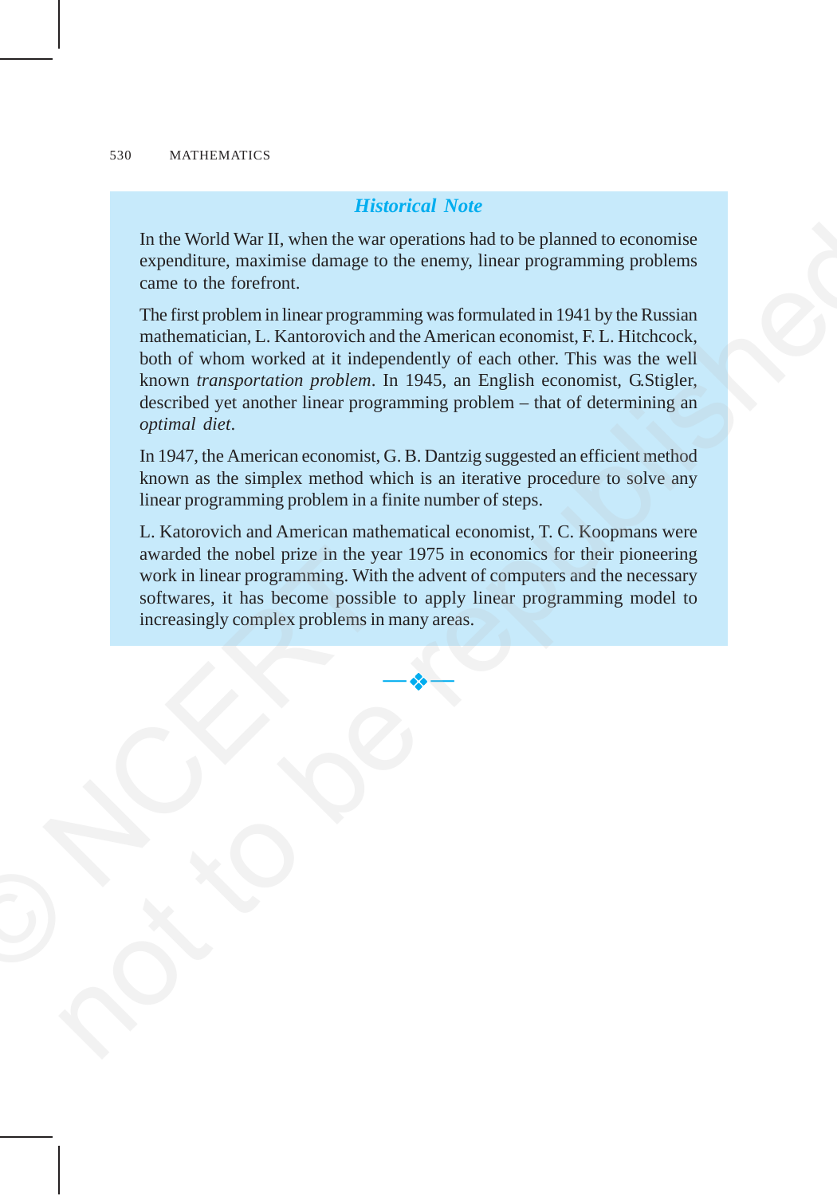## *Historical Note*

In the World War II, when the war operations had to be planned to economise expenditure, maximise damage to the enemy, linear programming problems came to the forefront.

The first problem in linear programming was formulated in 1941 by the Russian mathematician, L. Kantorovich and the American economist, F. L. Hitchcock, both of whom worked at it independently of each other. This was the well known *transportation problem*. In 1945, an English economist, G.Stigler, described yet another linear programming problem – that of determining an *optimal diet*.

In 1947, the American economist, G. B. Dantzig suggested an efficient method known as the simplex method which is an iterative procedure to solve any linear programming problem in a finite number of steps.

L. Katorovich and American mathematical economist, T. C. Koopmans were awarded the nobel prize in the year 1975 in economics for their pioneering work in linear programming. With the advent of computers and the necessary softwares, it has become possible to apply linear programming model to increasingly complex problems in many areas.